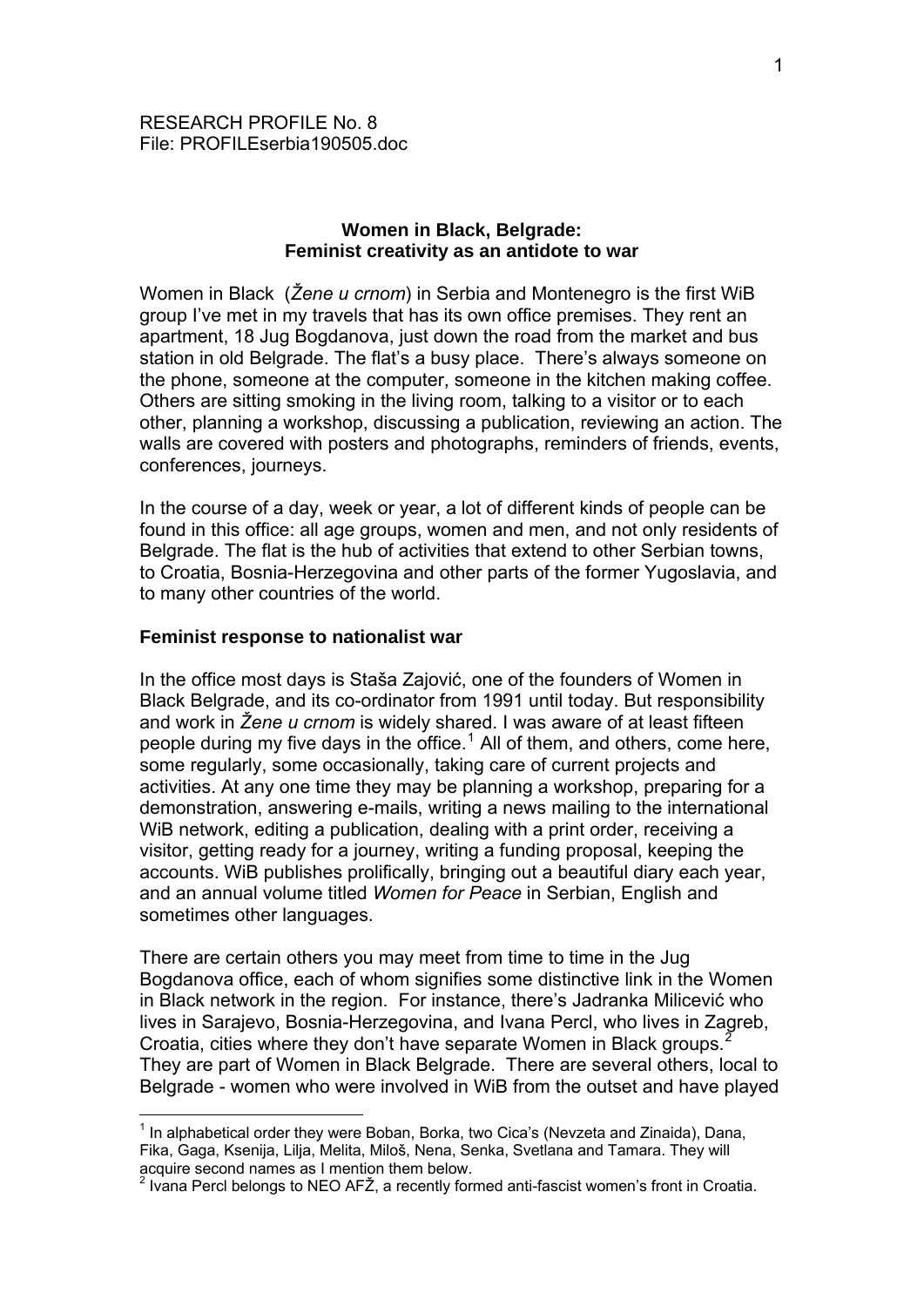RESEARCH PROFILE No. 8
File: PROFILEserbia190505.doc

# Women in Black, Belgrade: Feminist creativity as an antidote to war

Women in Black (*Žene u crnom*) in Serbia and Montenegro is the first WiB group I've met in my travels that has its own office premises. They rent an apartment, 18 Jug Bogdanova, just down the road from the market and bus station in old Belgrade. The flat's a busy place. There's always someone on the phone, someone at the computer, someone in the kitchen making coffee. Others are sitting smoking in the living room, talking to a visitor or to each other, planning a workshop, discussing a publication, reviewing an action. The walls are covered with posters and photographs, reminders of friends, events, conferences, journeys.

In the course of a day, week or year, a lot of different kinds of people can be found in this office: all age groups, women and men, and not only residents of Belgrade. The flat is the hub of activities that extend to other Serbian towns, to Croatia, Bosnia-Herzegovina and other parts of the former Yugoslavia, and to many other countries of the world.

## Feminist response to nationalist war

In the office most days is Staša Zajović, one of the founders of Women in Black Belgrade, and its co-ordinator from 1991 until today. But responsibility and work in *Žene u crnom* is widely shared. I was aware of at least fifteen people during my five days in the office.[1] All of them, and others, come here, some regularly, some occasionally, taking care of current projects and activities. At any one time they may be planning a workshop, preparing for a demonstration, answering e-mails, writing a news mailing to the international WiB network, editing a publication, dealing with a print order, receiving a visitor, getting ready for a journey, writing a funding proposal, keeping the accounts. WiB publishes prolifically, bringing out a beautiful diary each year, and an annual volume titled *Women for Peace* in Serbian, English and sometimes other languages.

There are certain others you may meet from time to time in the Jug Bogdanova office, each of whom signifies some distinctive link in the Women in Black network in the region. For instance, there's Jadranka Milicević who lives in Sarajevo, Bosnia-Herzegovina, and Ivana Percl, who lives in Zagreb, Croatia, cities where they don't have separate Women in Black groups.[2] They are part of Women in Black Belgrade. There are several others, local to Belgrade - women who were involved in WiB from the outset and have played

---

[1] In alphabetical order they were Boban, Borka, two Cica's (Nevzeta and Zinaida), Dana, Fika, Gaga, Ksenija, Lilja, Melita, Miloš, Nena, Senka, Svetlana and Tamara. They will acquire second names as I mention them below.

[2] Ivana Percl belongs to NEO AFŽ, a recently formed anti-fascist women's front in Croatia.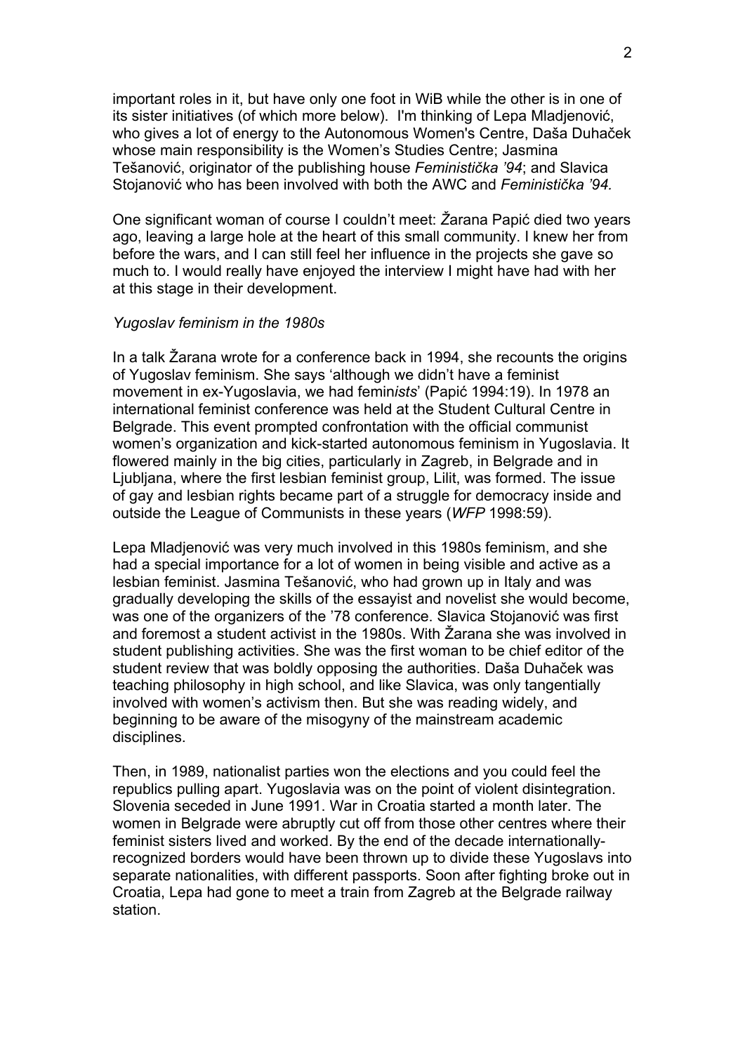important roles in it, but have only one foot in WiB while the other is in one of its sister initiatives (of which more below). I'm thinking of Lepa Mladjenović, who gives a lot of energy to the Autonomous Women's Centre, Daša Duhaček whose main responsibility is the Women's Studies Centre; Jasmina Tešanović, originator of the publishing house *Feministička '94*; and Slavica Stojanović who has been involved with both the AWC and *Feministička '94.*

One significant woman of course I couldn't meet: Žarana Papić died two years ago, leaving a large hole at the heart of this small community. I knew her from before the wars, and I can still feel her influence in the projects she gave so much to. I would really have enjoyed the interview I might have had with her at this stage in their development.

*Yugoslav feminism in the 1980s*

In a talk Žarana wrote for a conference back in 1994, she recounts the origins of Yugoslav feminism. She says 'although we didn't have a feminist movement in ex-Yugoslavia, we had femin*ists*' (Papić 1994:19). In 1978 an international feminist conference was held at the Student Cultural Centre in Belgrade. This event prompted confrontation with the official communist women's organization and kick-started autonomous feminism in Yugoslavia. It flowered mainly in the big cities, particularly in Zagreb, in Belgrade and in Ljubljana, where the first lesbian feminist group, Lilit, was formed. The issue of gay and lesbian rights became part of a struggle for democracy inside and outside the League of Communists in these years (*WFP* 1998:59).

Lepa Mladjenović was very much involved in this 1980s feminism, and she had a special importance for a lot of women in being visible and active as a lesbian feminist. Jasmina Tešanović, who had grown up in Italy and was gradually developing the skills of the essayist and novelist she would become, was one of the organizers of the '78 conference. Slavica Stojanović was first and foremost a student activist in the 1980s. With Žarana she was involved in student publishing activities. She was the first woman to be chief editor of the student review that was boldly opposing the authorities. Daša Duhaček was teaching philosophy in high school, and like Slavica, was only tangentially involved with women's activism then. But she was reading widely, and beginning to be aware of the misogyny of the mainstream academic disciplines.

Then, in 1989, nationalist parties won the elections and you could feel the republics pulling apart. Yugoslavia was on the point of violent disintegration. Slovenia seceded in June 1991. War in Croatia started a month later. The women in Belgrade were abruptly cut off from those other centres where their feminist sisters lived and worked. By the end of the decade internationally-recognized borders would have been thrown up to divide these Yugoslavs into separate nationalities, with different passports. Soon after fighting broke out in Croatia, Lepa had gone to meet a train from Zagreb at the Belgrade railway station.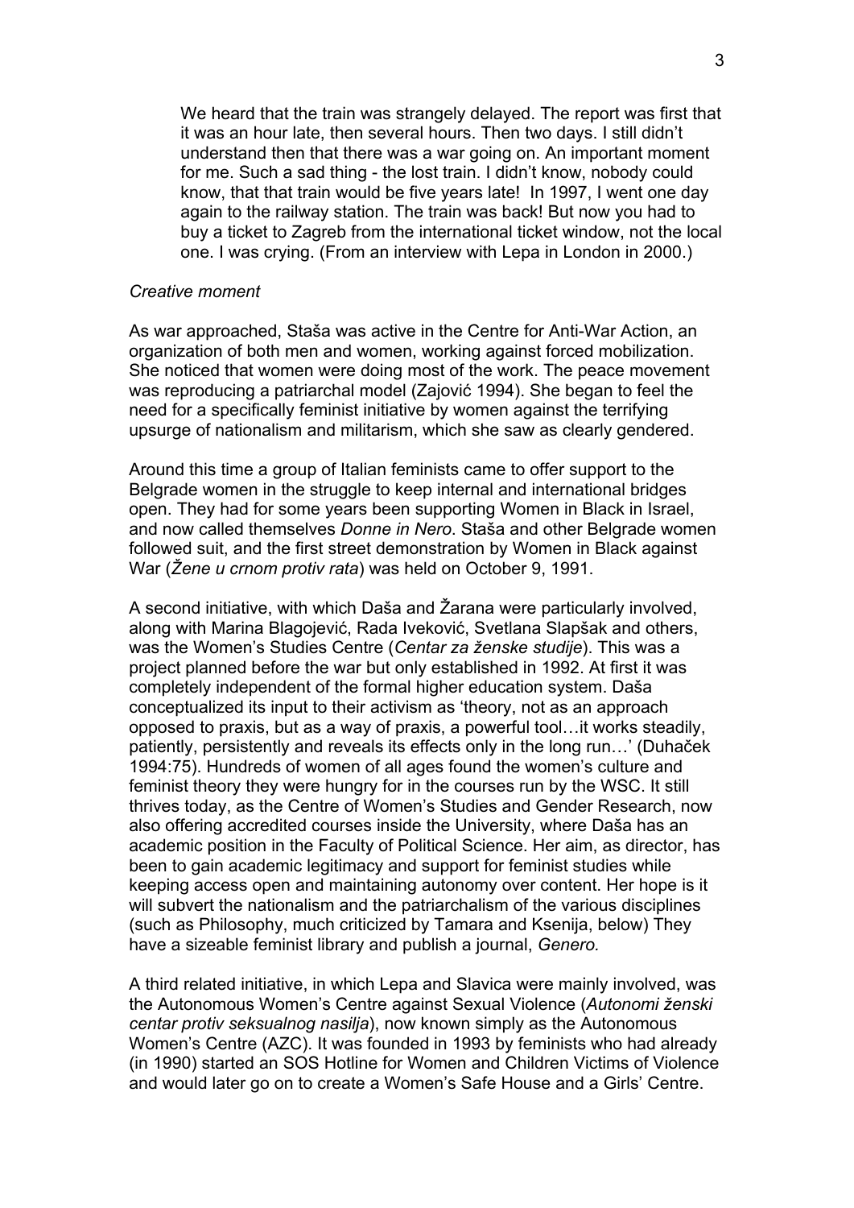> We heard that the train was strangely delayed. The report was first that it was an hour late, then several hours. Then two days. I still didn't understand then that there was a war going on. An important moment for me. Such a sad thing - the lost train. I didn't know, nobody could know, that that train would be five years late! In 1997, I went one day again to the railway station. The train was back! But now you had to buy a ticket to Zagreb from the international ticket window, not the local one. I was crying. (From an interview with Lepa in London in 2000.)

*Creative moment*

As war approached, Staša was active in the Centre for Anti-War Action, an organization of both men and women, working against forced mobilization. She noticed that women were doing most of the work. The peace movement was reproducing a patriarchal model (Zajović 1994). She began to feel the need for a specifically feminist initiative by women against the terrifying upsurge of nationalism and militarism, which she saw as clearly gendered.

Around this time a group of Italian feminists came to offer support to the Belgrade women in the struggle to keep internal and international bridges open. They had for some years been supporting Women in Black in Israel, and now called themselves *Donne in Nero*. Staša and other Belgrade women followed suit, and the first street demonstration by Women in Black against War (*Žene u crnom protiv rata*) was held on October 9, 1991.

A second initiative, with which Daša and Žarana were particularly involved, along with Marina Blagojević, Rada Iveković, Svetlana Slapšak and others, was the Women's Studies Centre (*Centar za ženske studije*). This was a project planned before the war but only established in 1992. At first it was completely independent of the formal higher education system. Daša conceptualized its input to their activism as 'theory, not as an approach opposed to praxis, but as a way of praxis, a powerful tool…it works steadily, patiently, persistently and reveals its effects only in the long run…' (Duhaček 1994:75). Hundreds of women of all ages found the women's culture and feminist theory they were hungry for in the courses run by the WSC. It still thrives today, as the Centre of Women's Studies and Gender Research, now also offering accredited courses inside the University, where Daša has an academic position in the Faculty of Political Science. Her aim, as director, has been to gain academic legitimacy and support for feminist studies while keeping access open and maintaining autonomy over content. Her hope is it will subvert the nationalism and the patriarchalism of the various disciplines (such as Philosophy, much criticized by Tamara and Ksenija, below) They have a sizeable feminist library and publish a journal, *Genero.*

A third related initiative, in which Lepa and Slavica were mainly involved, was the Autonomous Women's Centre against Sexual Violence (*Autonomi ženski centar protiv seksualnog nasilja*), now known simply as the Autonomous Women's Centre (AZC). It was founded in 1993 by feminists who had already (in 1990) started an SOS Hotline for Women and Children Victims of Violence and would later go on to create a Women's Safe House and a Girls' Centre.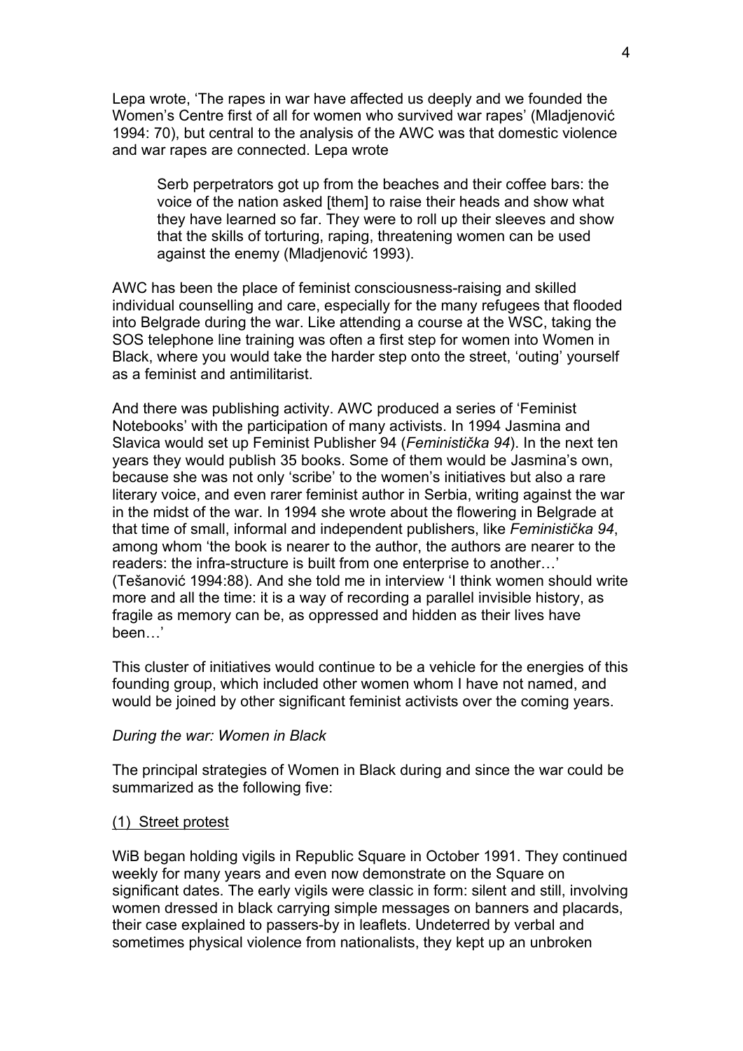Lepa wrote, 'The rapes in war have affected us deeply and we founded the Women's Centre first of all for women who survived war rapes' (Mladjenović 1994: 70), but central to the analysis of the AWC was that domestic violence and war rapes are connected. Lepa wrote

> Serb perpetrators got up from the beaches and their coffee bars: the voice of the nation asked [them] to raise their heads and show what they have learned so far. They were to roll up their sleeves and show that the skills of torturing, raping, threatening women can be used against the enemy (Mladjenović 1993).

AWC has been the place of feminist consciousness-raising and skilled individual counselling and care, especially for the many refugees that flooded into Belgrade during the war. Like attending a course at the WSC, taking the SOS telephone line training was often a first step for women into Women in Black, where you would take the harder step onto the street, 'outing' yourself as a feminist and antimilitarist.

And there was publishing activity. AWC produced a series of 'Feminist Notebooks' with the participation of many activists. In 1994 Jasmina and Slavica would set up Feminist Publisher 94 (*Feministička 94*). In the next ten years they would publish 35 books. Some of them would be Jasmina's own, because she was not only 'scribe' to the women's initiatives but also a rare literary voice, and even rarer feminist author in Serbia, writing against the war in the midst of the war. In 1994 she wrote about the flowering in Belgrade at that time of small, informal and independent publishers, like *Feministička 94*, among whom 'the book is nearer to the author, the authors are nearer to the readers: the infra-structure is built from one enterprise to another…' (Tešanović 1994:88). And she told me in interview 'I think women should write more and all the time: it is a way of recording a parallel invisible history, as fragile as memory can be, as oppressed and hidden as their lives have been…'

This cluster of initiatives would continue to be a vehicle for the energies of this founding group, which included other women whom I have not named, and would be joined by other significant feminist activists over the coming years.

*During the war: Women in Black*

The principal strategies of Women in Black during and since the war could be summarized as the following five:

(1) <u>Street protest</u>

WiB began holding vigils in Republic Square in October 1991. They continued weekly for many years and even now demonstrate on the Square on significant dates. The early vigils were classic in form: silent and still, involving women dressed in black carrying simple messages on banners and placards, their case explained to passers-by in leaflets. Undeterred by verbal and sometimes physical violence from nationalists, they kept up an unbroken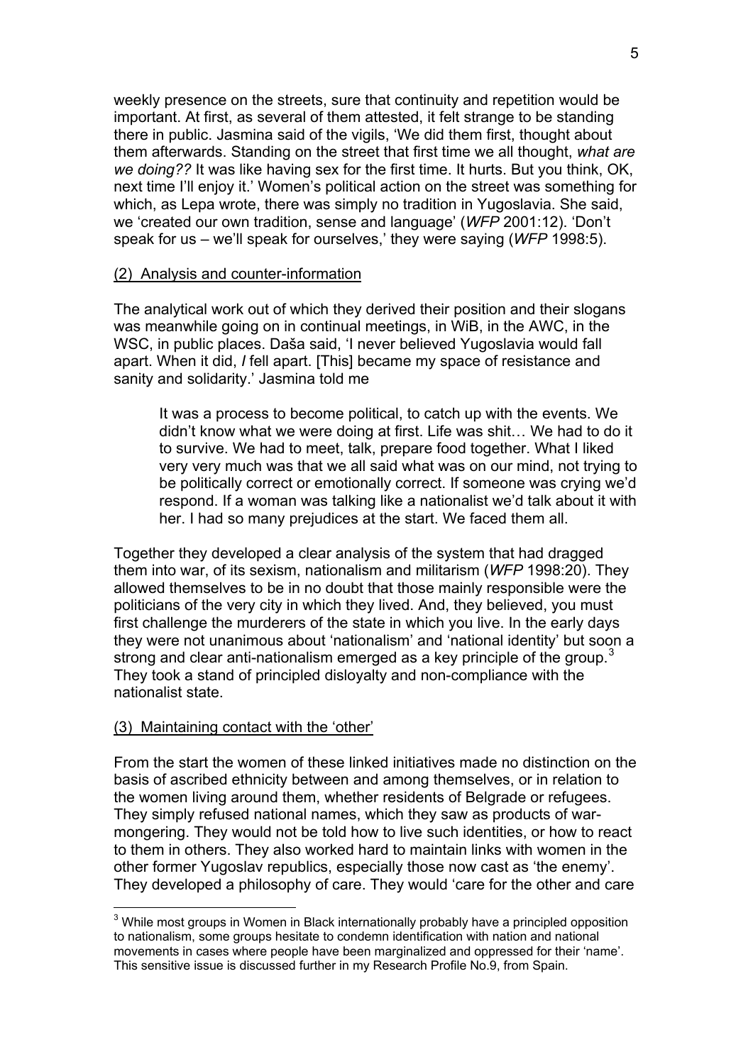weekly presence on the streets, sure that continuity and repetition would be important. At first, as several of them attested, it felt strange to be standing there in public. Jasmina said of the vigils, 'We did them first, thought about them afterwards. Standing on the street that first time we all thought, *what are we doing??* It was like having sex for the first time. It hurts. But you think, OK, next time I'll enjoy it.' Women's political action on the street was something for which, as Lepa wrote, there was simply no tradition in Yugoslavia. She said, we 'created our own tradition, sense and language' (*WFP* 2001:12). 'Don't speak for us – we'll speak for ourselves,' they were saying (*WFP* 1998:5).

<u>(2) Analysis and counter-information</u>

The analytical work out of which they derived their position and their slogans was meanwhile going on in continual meetings, in WiB, in the AWC, in the WSC, in public places. Daša said, 'I never believed Yugoslavia would fall apart. When it did, *I* fell apart. [This] became my space of resistance and sanity and solidarity.' Jasmina told me

> It was a process to become political, to catch up with the events. We didn't know what we were doing at first. Life was shit… We had to do it to survive. We had to meet, talk, prepare food together. What I liked very very much was that we all said what was on our mind, not trying to be politically correct or emotionally correct. If someone was crying we'd respond. If a woman was talking like a nationalist we'd talk about it with her. I had so many prejudices at the start. We faced them all.

Together they developed a clear analysis of the system that had dragged them into war, of its sexism, nationalism and militarism (*WFP* 1998:20). They allowed themselves to be in no doubt that those mainly responsible were the politicians of the very city in which they lived. And, they believed, you must first challenge the murderers of the state in which you live. In the early days they were not unanimous about 'nationalism' and 'national identity' but soon a strong and clear anti-nationalism emerged as a key principle of the group.[3] They took a stand of principled disloyalty and non-compliance with the nationalist state.

<u>(3) Maintaining contact with the 'other'</u>

From the start the women of these linked initiatives made no distinction on the basis of ascribed ethnicity between and among themselves, or in relation to the women living around them, whether residents of Belgrade or refugees. They simply refused national names, which they saw as products of war-mongering. They would not be told how to live such identities, or how to react to them in others. They also worked hard to maintain links with women in the other former Yugoslav republics, especially those now cast as 'the enemy'. They developed a philosophy of care. They would 'care for the other and care

[3] While most groups in Women in Black internationally probably have a principled opposition to nationalism, some groups hesitate to condemn identification with nation and national movements in cases where people have been marginalized and oppressed for their 'name'. This sensitive issue is discussed further in my Research Profile No.9, from Spain.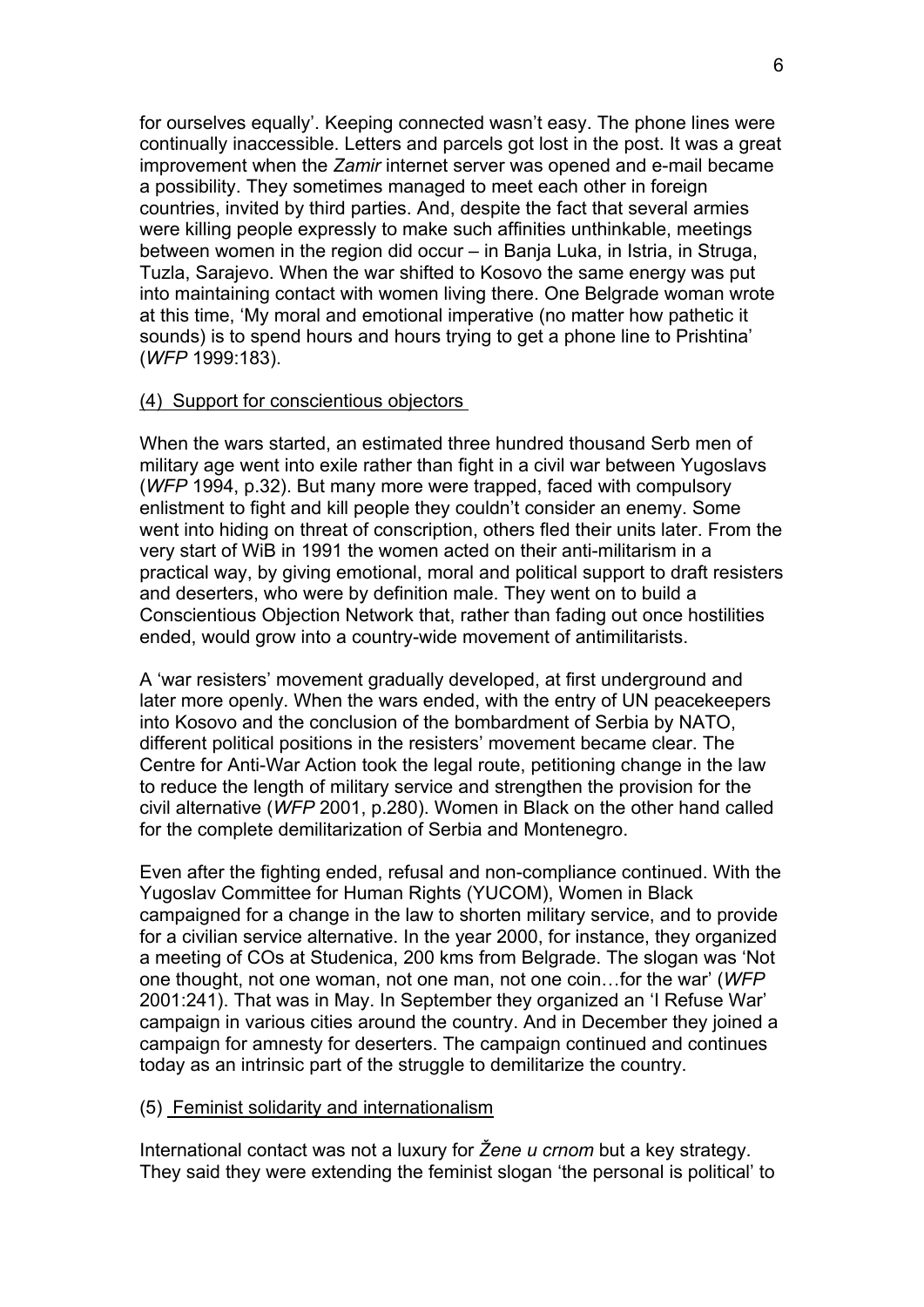for ourselves equally'. Keeping connected wasn't easy. The phone lines were continually inaccessible. Letters and parcels got lost in the post. It was a great improvement when the *Zamir* internet server was opened and e-mail became a possibility. They sometimes managed to meet each other in foreign countries, invited by third parties. And, despite the fact that several armies were killing people expressly to make such affinities unthinkable, meetings between women in the region did occur – in Banja Luka, in Istria, in Struga, Tuzla, Sarajevo. When the war shifted to Kosovo the same energy was put into maintaining contact with women living there. One Belgrade woman wrote at this time, 'My moral and emotional imperative (no matter how pathetic it sounds) is to spend hours and hours trying to get a phone line to Prishtina' (*WFP* 1999:183).

(4) Support for conscientious objectors

When the wars started, an estimated three hundred thousand Serb men of military age went into exile rather than fight in a civil war between Yugoslavs (*WFP* 1994, p.32). But many more were trapped, faced with compulsory enlistment to fight and kill people they couldn't consider an enemy. Some went into hiding on threat of conscription, others fled their units later. From the very start of WiB in 1991 the women acted on their anti-militarism in a practical way, by giving emotional, moral and political support to draft resisters and deserters, who were by definition male. They went on to build a Conscientious Objection Network that, rather than fading out once hostilities ended, would grow into a country-wide movement of antimilitarists.

A 'war resisters' movement gradually developed, at first underground and later more openly. When the wars ended, with the entry of UN peacekeepers into Kosovo and the conclusion of the bombardment of Serbia by NATO, different political positions in the resisters' movement became clear. The Centre for Anti-War Action took the legal route, petitioning change in the law to reduce the length of military service and strengthen the provision for the civil alternative (*WFP* 2001, p.280). Women in Black on the other hand called for the complete demilitarization of Serbia and Montenegro.

Even after the fighting ended, refusal and non-compliance continued. With the Yugoslav Committee for Human Rights (YUCOM), Women in Black campaigned for a change in the law to shorten military service, and to provide for a civilian service alternative. In the year 2000, for instance, they organized a meeting of COs at Studenica, 200 kms from Belgrade. The slogan was 'Not one thought, not one woman, not one man, not one coin…for the war' (*WFP* 2001:241). That was in May. In September they organized an 'I Refuse War' campaign in various cities around the country. And in December they joined a campaign for amnesty for deserters. The campaign continued and continues today as an intrinsic part of the struggle to demilitarize the country.

(5) Feminist solidarity and internationalism

International contact was not a luxury for *Žene u crnom* but a key strategy. They said they were extending the feminist slogan 'the personal is political' to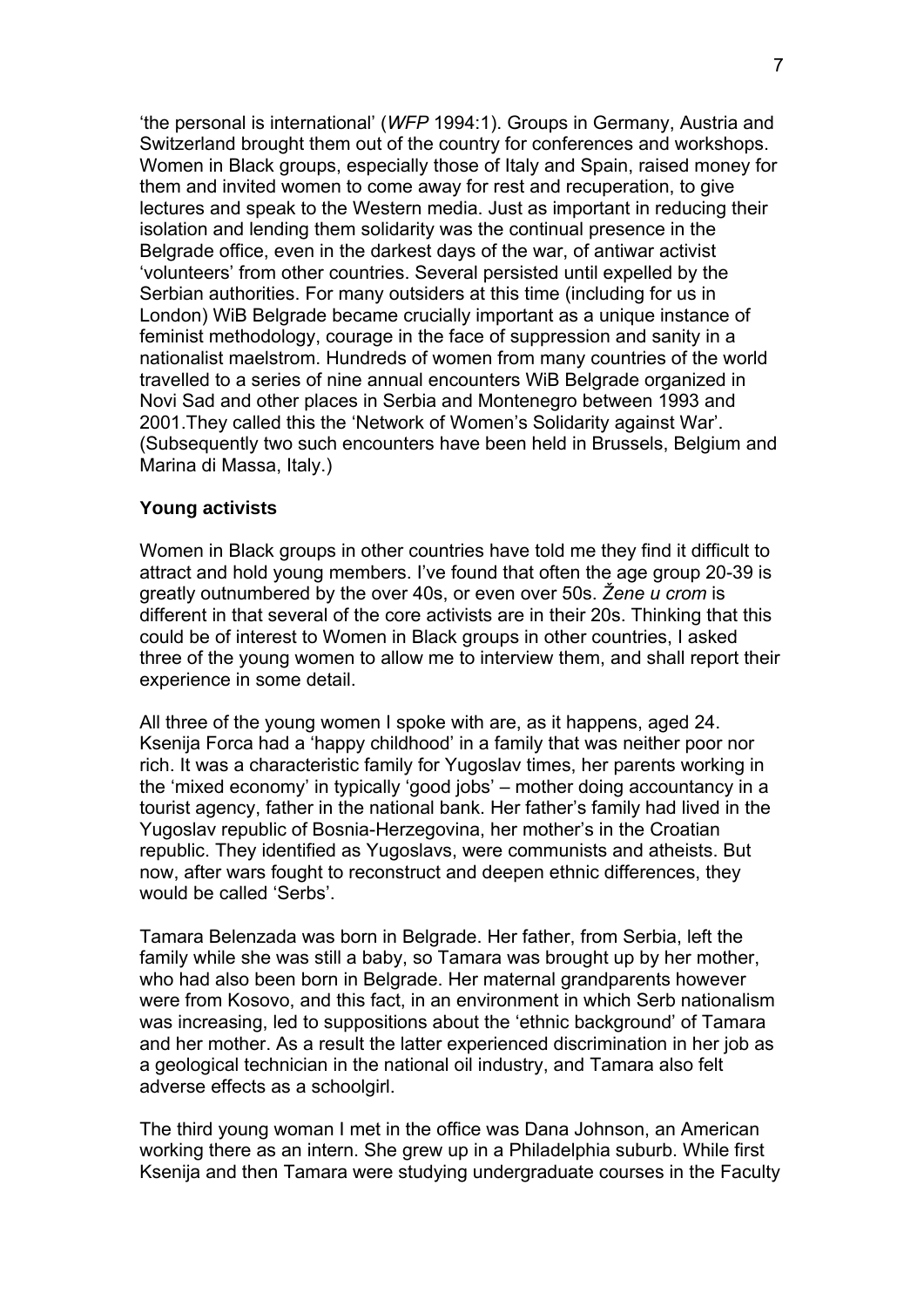'the personal is international' (*WFP* 1994:1). Groups in Germany, Austria and Switzerland brought them out of the country for conferences and workshops. Women in Black groups, especially those of Italy and Spain, raised money for them and invited women to come away for rest and recuperation, to give lectures and speak to the Western media. Just as important in reducing their isolation and lending them solidarity was the continual presence in the Belgrade office, even in the darkest days of the war, of antiwar activist 'volunteers' from other countries. Several persisted until expelled by the Serbian authorities. For many outsiders at this time (including for us in London) WiB Belgrade became crucially important as a unique instance of feminist methodology, courage in the face of suppression and sanity in a nationalist maelstrom. Hundreds of women from many countries of the world travelled to a series of nine annual encounters WiB Belgrade organized in Novi Sad and other places in Serbia and Montenegro between 1993 and 2001.They called this the 'Network of Women's Solidarity against War'. (Subsequently two such encounters have been held in Brussels, Belgium and Marina di Massa, Italy.)

**Young activists**

Women in Black groups in other countries have told me they find it difficult to attract and hold young members. I've found that often the age group 20-39 is greatly outnumbered by the over 40s, or even over 50s. *Žene u crom* is different in that several of the core activists are in their 20s. Thinking that this could be of interest to Women in Black groups in other countries, I asked three of the young women to allow me to interview them, and shall report their experience in some detail.

All three of the young women I spoke with are, as it happens, aged 24. Ksenija Forca had a 'happy childhood' in a family that was neither poor nor rich. It was a characteristic family for Yugoslav times, her parents working in the 'mixed economy' in typically 'good jobs' – mother doing accountancy in a tourist agency, father in the national bank. Her father's family had lived in the Yugoslav republic of Bosnia-Herzegovina, her mother's in the Croatian republic. They identified as Yugoslavs, were communists and atheists. But now, after wars fought to reconstruct and deepen ethnic differences, they would be called 'Serbs'.

Tamara Belenzada was born in Belgrade. Her father, from Serbia, left the family while she was still a baby, so Tamara was brought up by her mother, who had also been born in Belgrade. Her maternal grandparents however were from Kosovo, and this fact, in an environment in which Serb nationalism was increasing, led to suppositions about the 'ethnic background' of Tamara and her mother. As a result the latter experienced discrimination in her job as a geological technician in the national oil industry, and Tamara also felt adverse effects as a schoolgirl.

The third young woman I met in the office was Dana Johnson, an American working there as an intern. She grew up in a Philadelphia suburb. While first Ksenija and then Tamara were studying undergraduate courses in the Faculty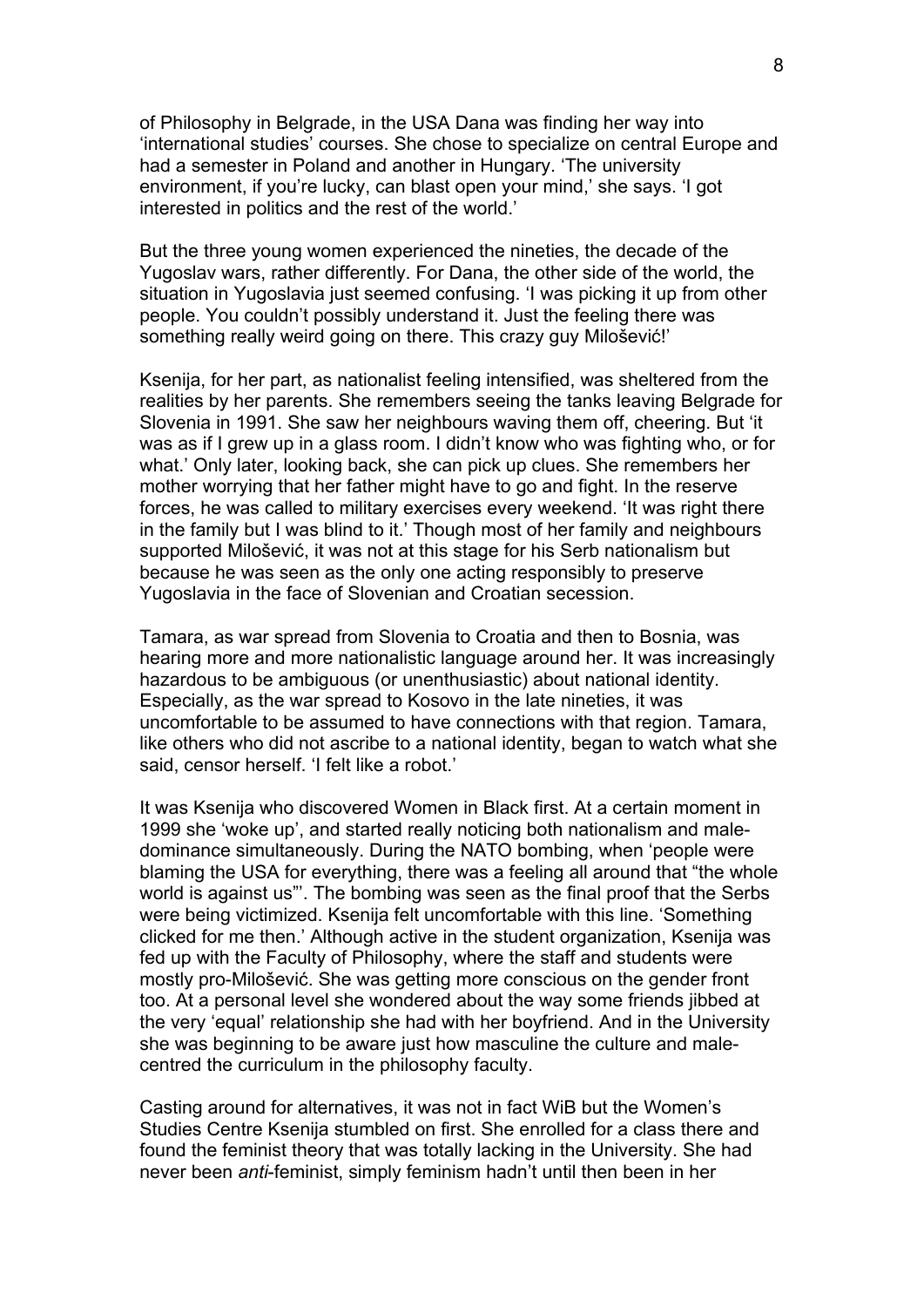of Philosophy in Belgrade, in the USA Dana was finding her way into 'international studies' courses. She chose to specialize on central Europe and had a semester in Poland and another in Hungary. 'The university environment, if you're lucky, can blast open your mind,' she says. 'I got interested in politics and the rest of the world.'

But the three young women experienced the nineties, the decade of the Yugoslav wars, rather differently. For Dana, the other side of the world, the situation in Yugoslavia just seemed confusing. 'I was picking it up from other people. You couldn't possibly understand it. Just the feeling there was something really weird going on there. This crazy guy Milošević!'

Ksenija, for her part, as nationalist feeling intensified, was sheltered from the realities by her parents. She remembers seeing the tanks leaving Belgrade for Slovenia in 1991. She saw her neighbours waving them off, cheering. But 'it was as if I grew up in a glass room. I didn't know who was fighting who, or for what.' Only later, looking back, she can pick up clues. She remembers her mother worrying that her father might have to go and fight. In the reserve forces, he was called to military exercises every weekend. 'It was right there in the family but I was blind to it.' Though most of her family and neighbours supported Milošević, it was not at this stage for his Serb nationalism but because he was seen as the only one acting responsibly to preserve Yugoslavia in the face of Slovenian and Croatian secession.

Tamara, as war spread from Slovenia to Croatia and then to Bosnia, was hearing more and more nationalistic language around her. It was increasingly hazardous to be ambiguous (or unenthusiastic) about national identity. Especially, as the war spread to Kosovo in the late nineties, it was uncomfortable to be assumed to have connections with that region. Tamara, like others who did not ascribe to a national identity, began to watch what she said, censor herself. 'I felt like a robot.'

It was Ksenija who discovered Women in Black first. At a certain moment in 1999 she 'woke up', and started really noticing both nationalism and male-dominance simultaneously. During the NATO bombing, when 'people were blaming the USA for everything, there was a feeling all around that "the whole world is against us"'. The bombing was seen as the final proof that the Serbs were being victimized. Ksenija felt uncomfortable with this line. 'Something clicked for me then.' Although active in the student organization, Ksenija was fed up with the Faculty of Philosophy, where the staff and students were mostly pro-Milošević. She was getting more conscious on the gender front too. At a personal level she wondered about the way some friends jibbed at the very 'equal' relationship she had with her boyfriend. And in the University she was beginning to be aware just how masculine the culture and male-centred the curriculum in the philosophy faculty.

Casting around for alternatives, it was not in fact WiB but the Women's Studies Centre Ksenija stumbled on first. She enrolled for a class there and found the feminist theory that was totally lacking in the University. She had never been *anti*-feminist, simply feminism hadn't until then been in her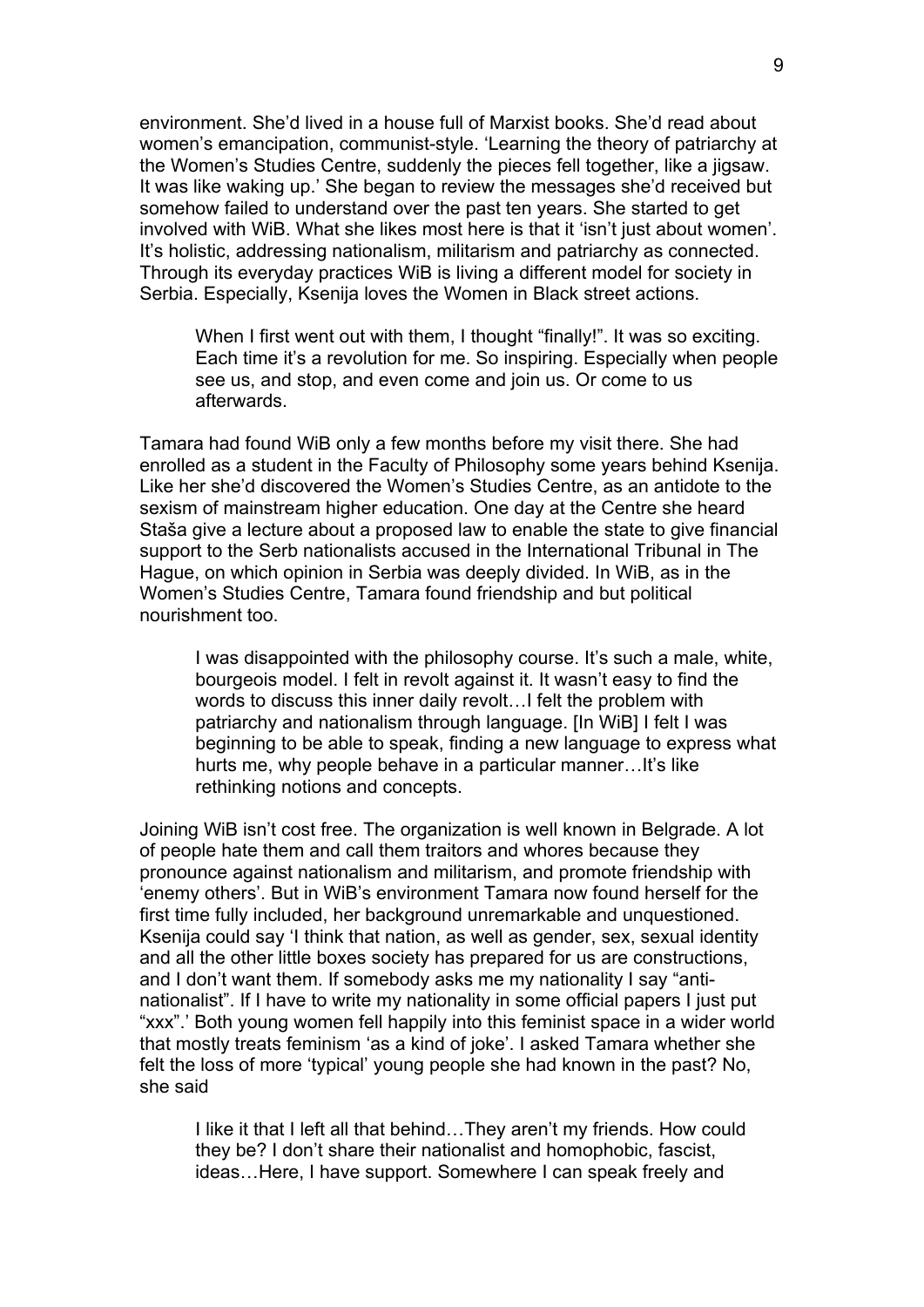environment. She'd lived in a house full of Marxist books. She'd read about women's emancipation, communist-style. 'Learning the theory of patriarchy at the Women's Studies Centre, suddenly the pieces fell together, like a jigsaw. It was like waking up.' She began to review the messages she'd received but somehow failed to understand over the past ten years. She started to get involved with WiB. What she likes most here is that it 'isn't just about women'. It's holistic, addressing nationalism, militarism and patriarchy as connected. Through its everyday practices WiB is living a different model for society in Serbia. Especially, Ksenija loves the Women in Black street actions.

> When I first went out with them, I thought "finally!". It was so exciting. Each time it's a revolution for me. So inspiring. Especially when people see us, and stop, and even come and join us. Or come to us afterwards.

Tamara had found WiB only a few months before my visit there. She had enrolled as a student in the Faculty of Philosophy some years behind Ksenija. Like her she'd discovered the Women's Studies Centre, as an antidote to the sexism of mainstream higher education. One day at the Centre she heard Staša give a lecture about a proposed law to enable the state to give financial support to the Serb nationalists accused in the International Tribunal in The Hague, on which opinion in Serbia was deeply divided. In WiB, as in the Women's Studies Centre, Tamara found friendship and but political nourishment too.

> I was disappointed with the philosophy course. It's such a male, white, bourgeois model. I felt in revolt against it. It wasn't easy to find the words to discuss this inner daily revolt…I felt the problem with patriarchy and nationalism through language. [In WiB] I felt I was beginning to be able to speak, finding a new language to express what hurts me, why people behave in a particular manner…It's like rethinking notions and concepts.

Joining WiB isn't cost free. The organization is well known in Belgrade. A lot of people hate them and call them traitors and whores because they pronounce against nationalism and militarism, and promote friendship with 'enemy others'. But in WiB's environment Tamara now found herself for the first time fully included, her background unremarkable and unquestioned. Ksenija could say 'I think that nation, as well as gender, sex, sexual identity and all the other little boxes society has prepared for us are constructions, and I don't want them. If somebody asks me my nationality I say "anti-nationalist". If I have to write my nationality in some official papers I just put "xxx".' Both young women fell happily into this feminist space in a wider world that mostly treats feminism 'as a kind of joke'. I asked Tamara whether she felt the loss of more 'typical' young people she had known in the past? No, she said

> I like it that I left all that behind…They aren't my friends. How could they be? I don't share their nationalist and homophobic, fascist, ideas…Here, I have support. Somewhere I can speak freely and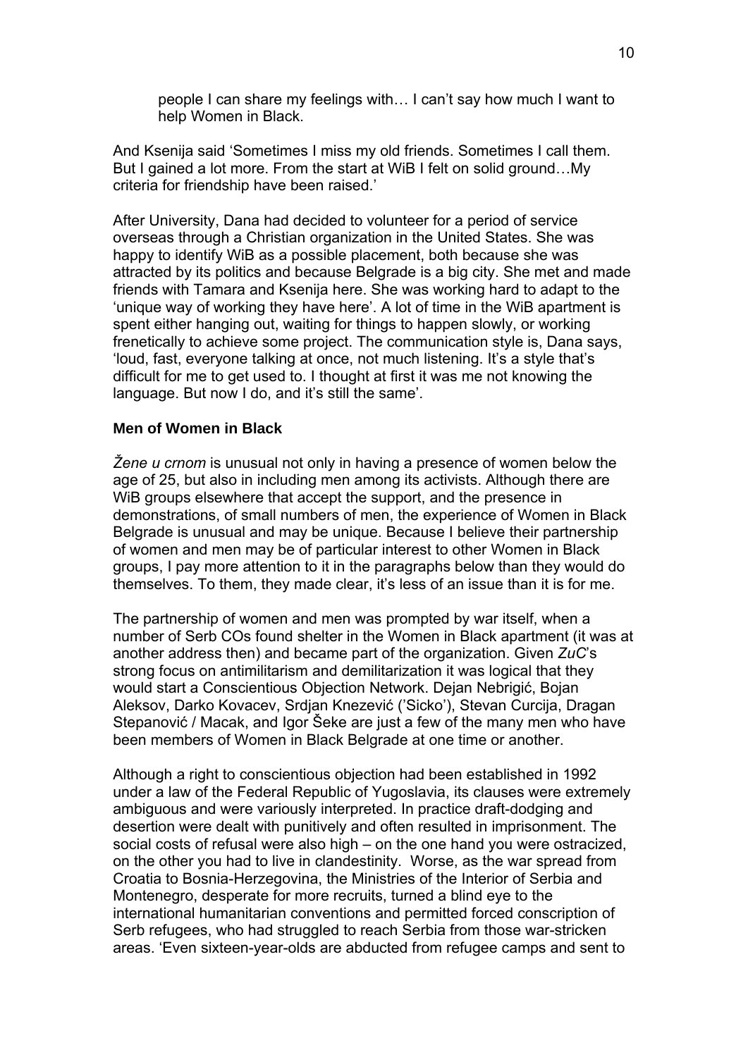> people I can share my feelings with… I can't say how much I want to help Women in Black.

And Ksenija said 'Sometimes I miss my old friends. Sometimes I call them. But I gained a lot more. From the start at WiB I felt on solid ground…My criteria for friendship have been raised.'

After University, Dana had decided to volunteer for a period of service overseas through a Christian organization in the United States. She was happy to identify WiB as a possible placement, both because she was attracted by its politics and because Belgrade is a big city. She met and made friends with Tamara and Ksenija here. She was working hard to adapt to the 'unique way of working they have here'. A lot of time in the WiB apartment is spent either hanging out, waiting for things to happen slowly, or working frenetically to achieve some project. The communication style is, Dana says, 'loud, fast, everyone talking at once, not much listening. It's a style that's difficult for me to get used to. I thought at first it was me not knowing the language. But now I do, and it's still the same'.

**Men of Women in Black**

*Žene u crnom* is unusual not only in having a presence of women below the age of 25, but also in including men among its activists. Although there are WiB groups elsewhere that accept the support, and the presence in demonstrations, of small numbers of men, the experience of Women in Black Belgrade is unusual and may be unique. Because I believe their partnership of women and men may be of particular interest to other Women in Black groups, I pay more attention to it in the paragraphs below than they would do themselves. To them, they made clear, it's less of an issue than it is for me.

The partnership of women and men was prompted by war itself, when a number of Serb COs found shelter in the Women in Black apartment (it was at another address then) and became part of the organization. Given *ZuC*'s strong focus on antimilitarism and demilitarization it was logical that they would start a Conscientious Objection Network. Dejan Nebrigić, Bojan Aleksov, Darko Kovacev, Srdjan Knezević ('Sicko'), Stevan Curcija, Dragan Stepanović / Macak, and Igor Šeke are just a few of the many men who have been members of Women in Black Belgrade at one time or another.

Although a right to conscientious objection had been established in 1992 under a law of the Federal Republic of Yugoslavia, its clauses were extremely ambiguous and were variously interpreted. In practice draft-dodging and desertion were dealt with punitively and often resulted in imprisonment. The social costs of refusal were also high – on the one hand you were ostracized, on the other you had to live in clandestinity. Worse, as the war spread from Croatia to Bosnia-Herzegovina, the Ministries of the Interior of Serbia and Montenegro, desperate for more recruits, turned a blind eye to the international humanitarian conventions and permitted forced conscription of Serb refugees, who had struggled to reach Serbia from those war-stricken areas. 'Even sixteen-year-olds are abducted from refugee camps and sent to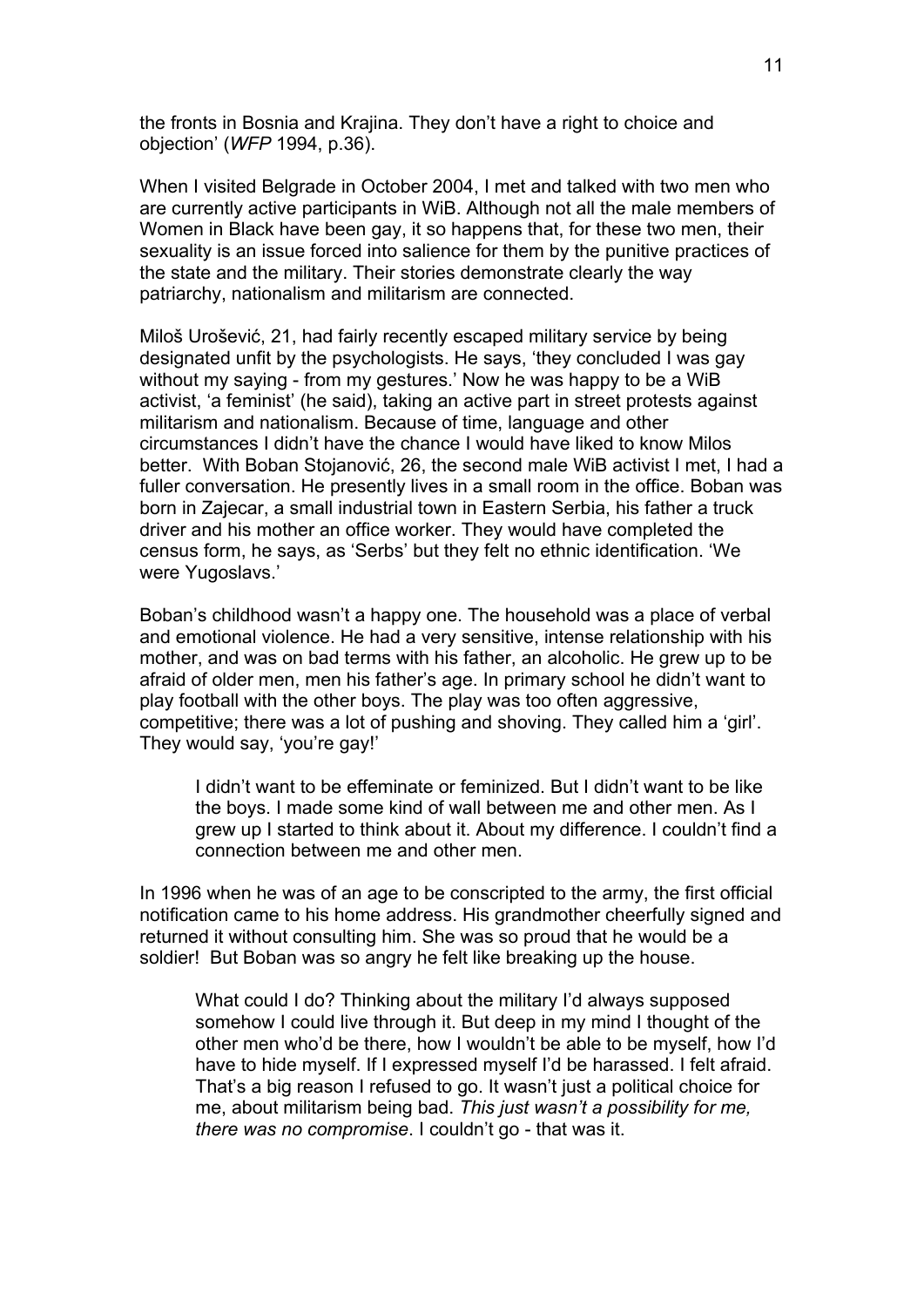the fronts in Bosnia and Krajina. They don't have a right to choice and objection' (*WFP* 1994, p.36).

When I visited Belgrade in October 2004, I met and talked with two men who are currently active participants in WiB. Although not all the male members of Women in Black have been gay, it so happens that, for these two men, their sexuality is an issue forced into salience for them by the punitive practices of the state and the military. Their stories demonstrate clearly the way patriarchy, nationalism and militarism are connected.

Miloš Urošević, 21, had fairly recently escaped military service by being designated unfit by the psychologists. He says, 'they concluded I was gay without my saying - from my gestures.' Now he was happy to be a WiB activist, 'a feminist' (he said), taking an active part in street protests against militarism and nationalism. Because of time, language and other circumstances I didn't have the chance I would have liked to know Milos better. With Boban Stojanović, 26, the second male WiB activist I met, I had a fuller conversation. He presently lives in a small room in the office. Boban was born in Zajecar, a small industrial town in Eastern Serbia, his father a truck driver and his mother an office worker. They would have completed the census form, he says, as 'Serbs' but they felt no ethnic identification. 'We were Yugoslavs.'

Boban's childhood wasn't a happy one. The household was a place of verbal and emotional violence. He had a very sensitive, intense relationship with his mother, and was on bad terms with his father, an alcoholic. He grew up to be afraid of older men, men his father's age. In primary school he didn't want to play football with the other boys. The play was too often aggressive, competitive; there was a lot of pushing and shoving. They called him a 'girl'. They would say, 'you're gay!'

> I didn't want to be effeminate or feminized. But I didn't want to be like the boys. I made some kind of wall between me and other men. As I grew up I started to think about it. About my difference. I couldn't find a connection between me and other men.

In 1996 when he was of an age to be conscripted to the army, the first official notification came to his home address. His grandmother cheerfully signed and returned it without consulting him. She was so proud that he would be a soldier! But Boban was so angry he felt like breaking up the house.

> What could I do? Thinking about the military I'd always supposed somehow I could live through it. But deep in my mind I thought of the other men who'd be there, how I wouldn't be able to be myself, how I'd have to hide myself. If I expressed myself I'd be harassed. I felt afraid. That's a big reason I refused to go. It wasn't just a political choice for me, about militarism being bad. *This just wasn't a possibility for me, there was no compromise*. I couldn't go - that was it.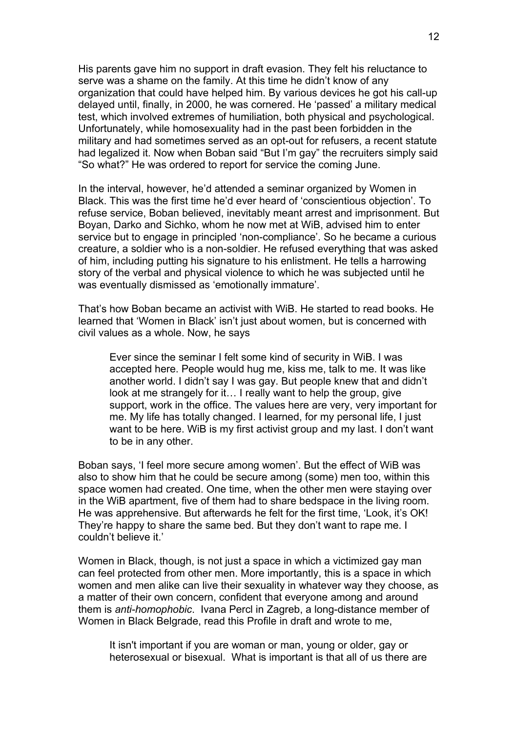His parents gave him no support in draft evasion. They felt his reluctance to serve was a shame on the family. At this time he didn't know of any organization that could have helped him. By various devices he got his call-up delayed until, finally, in 2000, he was cornered. He 'passed' a military medical test, which involved extremes of humiliation, both physical and psychological. Unfortunately, while homosexuality had in the past been forbidden in the military and had sometimes served as an opt-out for refusers, a recent statute had legalized it. Now when Boban said "But I'm gay" the recruiters simply said "So what?" He was ordered to report for service the coming June.

In the interval, however, he'd attended a seminar organized by Women in Black. This was the first time he'd ever heard of 'conscientious objection'. To refuse service, Boban believed, inevitably meant arrest and imprisonment. But Boyan, Darko and Sichko, whom he now met at WiB, advised him to enter service but to engage in principled 'non-compliance'. So he became a curious creature, a soldier who is a non-soldier. He refused everything that was asked of him, including putting his signature to his enlistment. He tells a harrowing story of the verbal and physical violence to which he was subjected until he was eventually dismissed as 'emotionally immature'.

That's how Boban became an activist with WiB. He started to read books. He learned that 'Women in Black' isn't just about women, but is concerned with civil values as a whole. Now, he says

> Ever since the seminar I felt some kind of security in WiB. I was accepted here. People would hug me, kiss me, talk to me. It was like another world. I didn't say I was gay. But people knew that and didn't look at me strangely for it… I really want to help the group, give support, work in the office. The values here are very, very important for me. My life has totally changed. I learned, for my personal life, I just want to be here. WiB is my first activist group and my last. I don't want to be in any other.

Boban says, 'I feel more secure among women'. But the effect of WiB was also to show him that he could be secure among (some) men too, within this space women had created. One time, when the other men were staying over in the WiB apartment, five of them had to share bedspace in the living room. He was apprehensive. But afterwards he felt for the first time, 'Look, it's OK! They're happy to share the same bed. But they don't want to rape me. I couldn't believe it.'

Women in Black, though, is not just a space in which a victimized gay man can feel protected from other men. More importantly, this is a space in which women and men alike can live their sexuality in whatever way they choose, as a matter of their own concern, confident that everyone among and around them is *anti-homophobic*. Ivana Percl in Zagreb, a long-distance member of Women in Black Belgrade, read this Profile in draft and wrote to me,

> It isn't important if you are woman or man, young or older, gay or heterosexual or bisexual. What is important is that all of us there are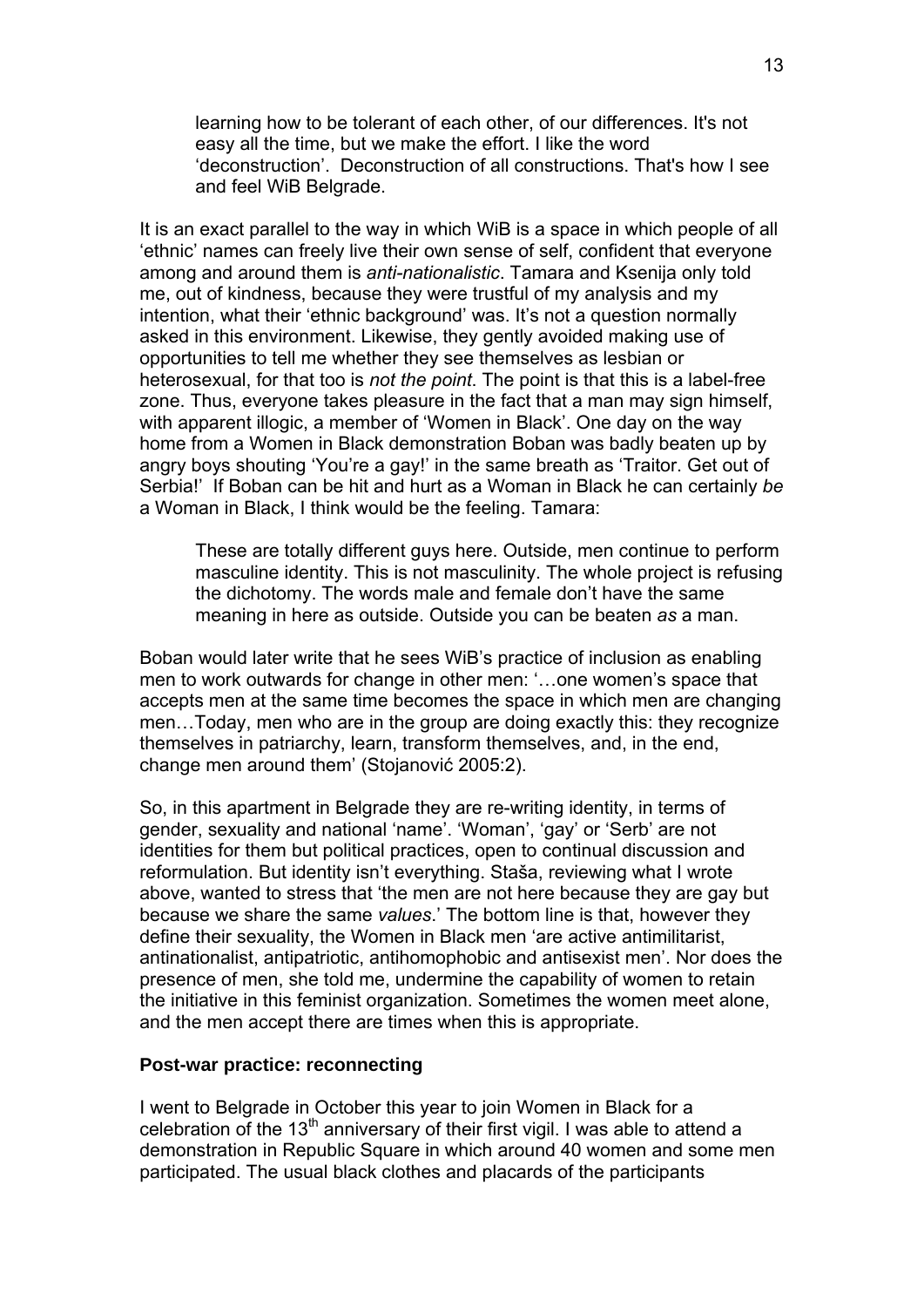> learning how to be tolerant of each other, of our differences. It's not easy all the time, but we make the effort. I like the word 'deconstruction'. Deconstruction of all constructions. That's how I see and feel WiB Belgrade.

It is an exact parallel to the way in which WiB is a space in which people of all 'ethnic' names can freely live their own sense of self, confident that everyone among and around them is *anti-nationalistic*. Tamara and Ksenija only told me, out of kindness, because they were trustful of my analysis and my intention, what their 'ethnic background' was. It's not a question normally asked in this environment. Likewise, they gently avoided making use of opportunities to tell me whether they see themselves as lesbian or heterosexual, for that too is *not the point*. The point is that this is a label-free zone. Thus, everyone takes pleasure in the fact that a man may sign himself, with apparent illogic, a member of 'Women in Black'. One day on the way home from a Women in Black demonstration Boban was badly beaten up by angry boys shouting 'You're a gay!' in the same breath as 'Traitor. Get out of Serbia!' If Boban can be hit and hurt as a Woman in Black he can certainly *be* a Woman in Black, I think would be the feeling. Tamara:

> These are totally different guys here. Outside, men continue to perform masculine identity. This is not masculinity. The whole project is refusing the dichotomy. The words male and female don't have the same meaning in here as outside. Outside you can be beaten *as* a man.

Boban would later write that he sees WiB's practice of inclusion as enabling men to work outwards for change in other men: '…one women's space that accepts men at the same time becomes the space in which men are changing men…Today, men who are in the group are doing exactly this: they recognize themselves in patriarchy, learn, transform themselves, and, in the end, change men around them' (Stojanović 2005:2).

So, in this apartment in Belgrade they are re-writing identity, in terms of gender, sexuality and national 'name'. 'Woman', 'gay' or 'Serb' are not identities for them but political practices, open to continual discussion and reformulation. But identity isn't everything. Staša, reviewing what I wrote above, wanted to stress that 'the men are not here because they are gay but because we share the same *values*.' The bottom line is that, however they define their sexuality, the Women in Black men 'are active antimilitarist, antinationalist, antipatriotic, antihomophobic and antisexist men'. Nor does the presence of men, she told me, undermine the capability of women to retain the initiative in this feminist organization. Sometimes the women meet alone, and the men accept there are times when this is appropriate.

**Post-war practice: reconnecting**

I went to Belgrade in October this year to join Women in Black for a celebration of the 13th anniversary of their first vigil. I was able to attend a demonstration in Republic Square in which around 40 women and some men participated. The usual black clothes and placards of the participants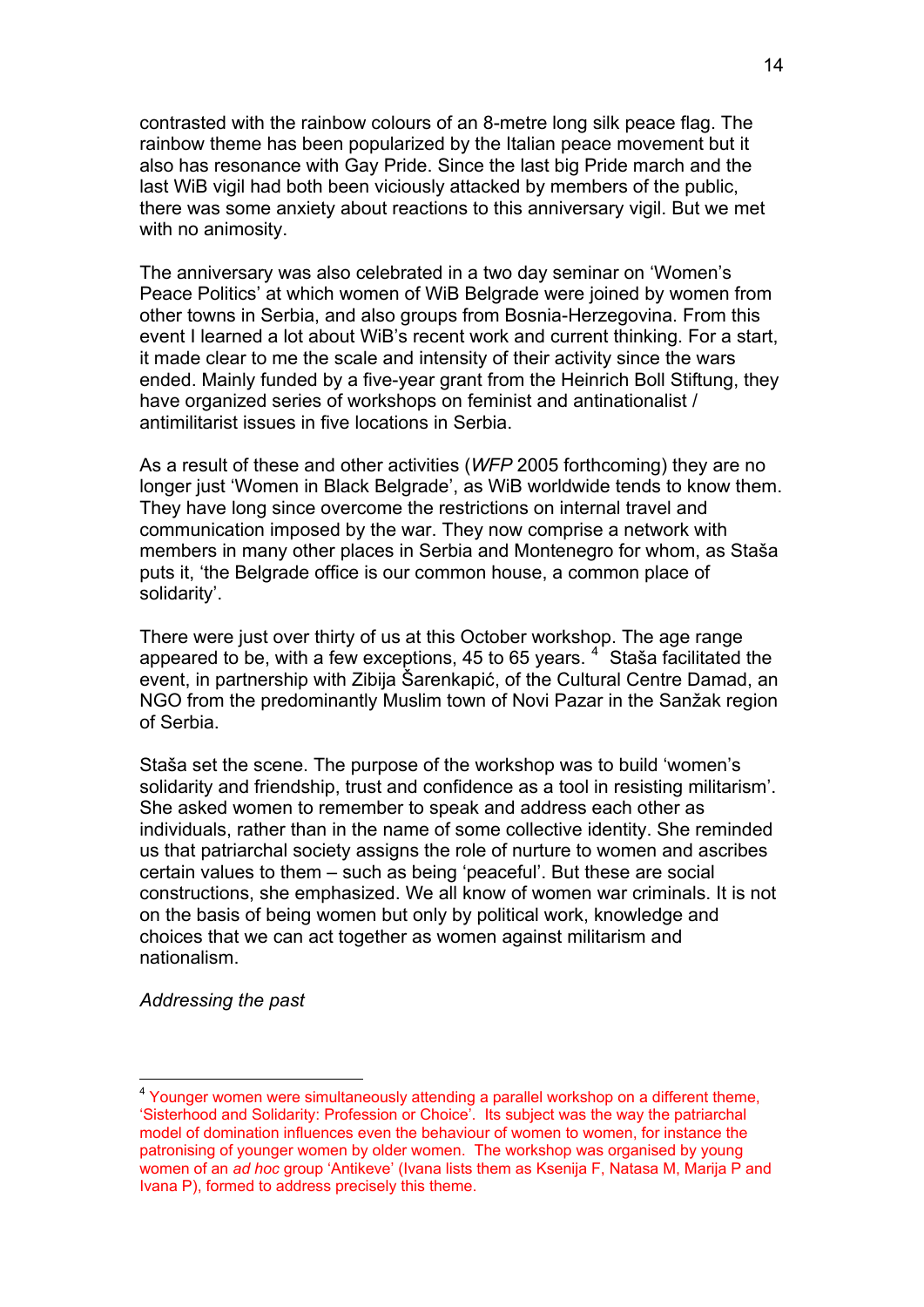contrasted with the rainbow colours of an 8-metre long silk peace flag. The rainbow theme has been popularized by the Italian peace movement but it also has resonance with Gay Pride. Since the last big Pride march and the last WiB vigil had both been viciously attacked by members of the public, there was some anxiety about reactions to this anniversary vigil. But we met with no animosity.

The anniversary was also celebrated in a two day seminar on 'Women's Peace Politics' at which women of WiB Belgrade were joined by women from other towns in Serbia, and also groups from Bosnia-Herzegovina. From this event I learned a lot about WiB's recent work and current thinking. For a start, it made clear to me the scale and intensity of their activity since the wars ended. Mainly funded by a five-year grant from the Heinrich Boll Stiftung, they have organized series of workshops on feminist and antinationalist / antimilitarist issues in five locations in Serbia.

As a result of these and other activities (*WFP* 2005 forthcoming) they are no longer just 'Women in Black Belgrade', as WiB worldwide tends to know them. They have long since overcome the restrictions on internal travel and communication imposed by the war. They now comprise a network with members in many other places in Serbia and Montenegro for whom, as Staša puts it, 'the Belgrade office is our common house, a common place of solidarity'.

There were just over thirty of us at this October workshop. The age range appeared to be, with a few exceptions, 45 to 65 years. [4] Staša facilitated the event, in partnership with Zibija Šarenkapić, of the Cultural Centre Damad, an NGO from the predominantly Muslim town of Novi Pazar in the Sanžak region of Serbia.

Staša set the scene. The purpose of the workshop was to build 'women's solidarity and friendship, trust and confidence as a tool in resisting militarism'. She asked women to remember to speak and address each other as individuals, rather than in the name of some collective identity. She reminded us that patriarchal society assigns the role of nurture to women and ascribes certain values to them – such as being 'peaceful'. But these are social constructions, she emphasized. We all know of women war criminals. It is not on the basis of being women but only by political work, knowledge and choices that we can act together as women against militarism and nationalism.

*Addressing the past*

---

[4] Younger women were simultaneously attending a parallel workshop on a different theme, 'Sisterhood and Solidarity: Profession or Choice'. Its subject was the way the patriarchal model of domination influences even the behaviour of women to women, for instance the patronising of younger women by older women. The workshop was organised by young women of an *ad hoc* group 'Antikeve' (Ivana lists them as Ksenija F, Natasa M, Marija P and Ivana P), formed to address precisely this theme.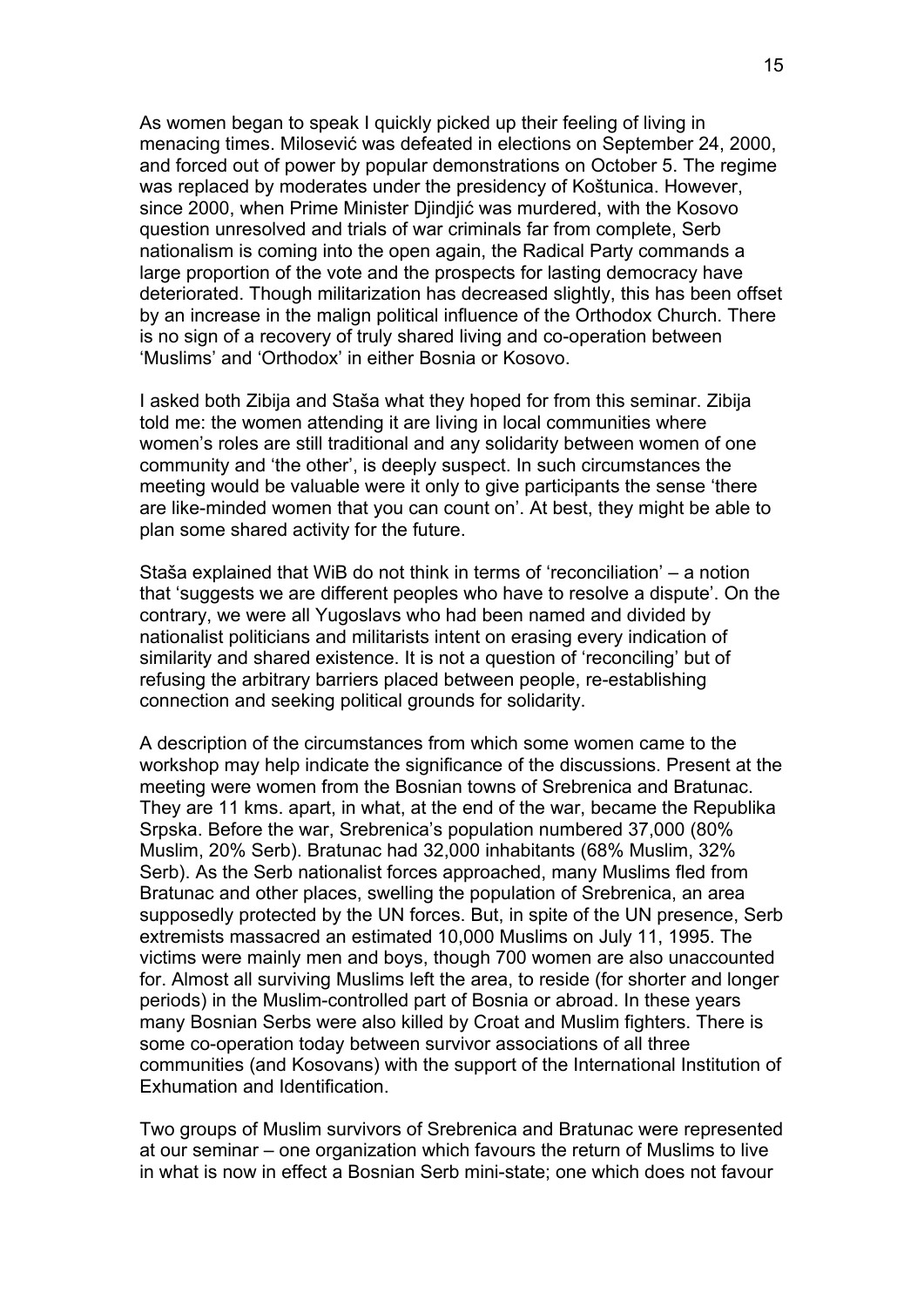As women began to speak I quickly picked up their feeling of living in menacing times. Milosević was defeated in elections on September 24, 2000, and forced out of power by popular demonstrations on October 5. The regime was replaced by moderates under the presidency of Koštunica. However, since 2000, when Prime Minister Djindjić was murdered, with the Kosovo question unresolved and trials of war criminals far from complete, Serb nationalism is coming into the open again, the Radical Party commands a large proportion of the vote and the prospects for lasting democracy have deteriorated. Though militarization has decreased slightly, this has been offset by an increase in the malign political influence of the Orthodox Church. There is no sign of a recovery of truly shared living and co-operation between 'Muslims' and 'Orthodox' in either Bosnia or Kosovo.

I asked both Zibija and Staša what they hoped for from this seminar. Zibija told me: the women attending it are living in local communities where women's roles are still traditional and any solidarity between women of one community and 'the other', is deeply suspect. In such circumstances the meeting would be valuable were it only to give participants the sense 'there are like-minded women that you can count on'. At best, they might be able to plan some shared activity for the future.

Staša explained that WiB do not think in terms of 'reconciliation' – a notion that 'suggests we are different peoples who have to resolve a dispute'. On the contrary, we were all Yugoslavs who had been named and divided by nationalist politicians and militarists intent on erasing every indication of similarity and shared existence. It is not a question of 'reconciling' but of refusing the arbitrary barriers placed between people, re-establishing connection and seeking political grounds for solidarity.

A description of the circumstances from which some women came to the workshop may help indicate the significance of the discussions. Present at the meeting were women from the Bosnian towns of Srebrenica and Bratunac. They are 11 kms. apart, in what, at the end of the war, became the Republika Srpska. Before the war, Srebrenica's population numbered 37,000 (80% Muslim, 20% Serb). Bratunac had 32,000 inhabitants (68% Muslim, 32% Serb). As the Serb nationalist forces approached, many Muslims fled from Bratunac and other places, swelling the population of Srebrenica, an area supposedly protected by the UN forces. But, in spite of the UN presence, Serb extremists massacred an estimated 10,000 Muslims on July 11, 1995. The victims were mainly men and boys, though 700 women are also unaccounted for. Almost all surviving Muslims left the area, to reside (for shorter and longer periods) in the Muslim-controlled part of Bosnia or abroad. In these years many Bosnian Serbs were also killed by Croat and Muslim fighters. There is some co-operation today between survivor associations of all three communities (and Kosovans) with the support of the International Institution of Exhumation and Identification.

Two groups of Muslim survivors of Srebrenica and Bratunac were represented at our seminar – one organization which favours the return of Muslims to live in what is now in effect a Bosnian Serb mini-state; one which does not favour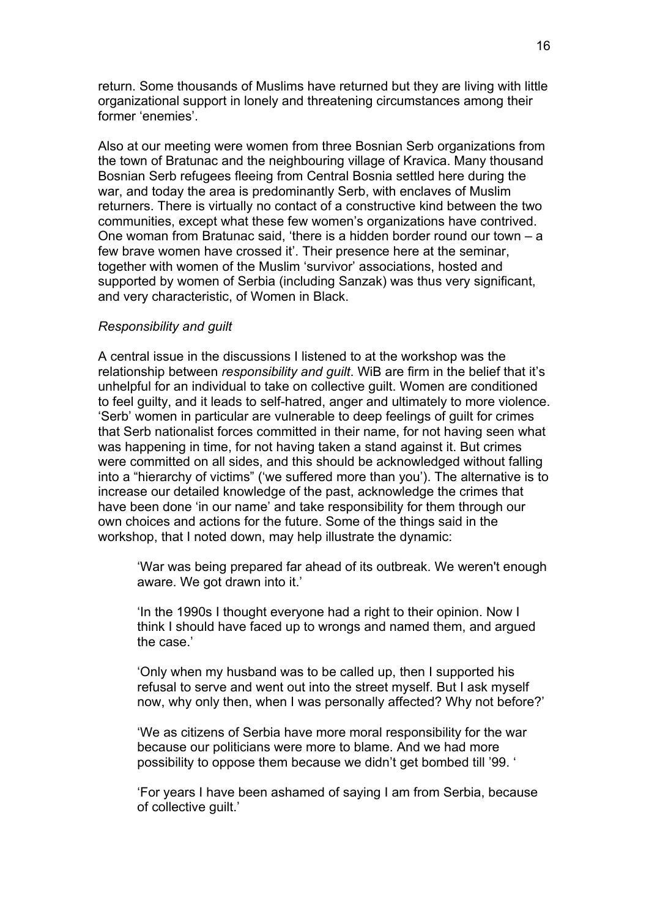return. Some thousands of Muslims have returned but they are living with little organizational support in lonely and threatening circumstances among their former ‘enemies’.

Also at our meeting were women from three Bosnian Serb organizations from the town of Bratunac and the neighbouring village of Kravica. Many thousand Bosnian Serb refugees fleeing from Central Bosnia settled here during the war, and today the area is predominantly Serb, with enclaves of Muslim returners. There is virtually no contact of a constructive kind between the two communities, except what these few women’s organizations have contrived. One woman from Bratunac said, ‘there is a hidden border round our town – a few brave women have crossed it’. Their presence here at the seminar, together with women of the Muslim ‘survivor’ associations, hosted and supported by women of Serbia (including Sanzak) was thus very significant, and very characteristic, of Women in Black.

*Responsibility and guilt*

A central issue in the discussions I listened to at the workshop was the relationship between *responsibility and guilt*. WiB are firm in the belief that it’s unhelpful for an individual to take on collective guilt. Women are conditioned to feel guilty, and it leads to self-hatred, anger and ultimately to more violence. ‘Serb’ women in particular are vulnerable to deep feelings of guilt for crimes that Serb nationalist forces committed in their name, for not having seen what was happening in time, for not having taken a stand against it. But crimes were committed on all sides, and this should be acknowledged without falling into a “hierarchy of victims” (‘we suffered more than you’). The alternative is to increase our detailed knowledge of the past, acknowledge the crimes that have been done ‘in our name’ and take responsibility for them through our own choices and actions for the future. Some of the things said in the workshop, that I noted down, may help illustrate the dynamic:

> ‘War was being prepared far ahead of its outbreak. We weren't enough aware. We got drawn into it.’
>
> ‘In the 1990s I thought everyone had a right to their opinion. Now I think I should have faced up to wrongs and named them, and argued the case.’
>
> ‘Only when my husband was to be called up, then I supported his refusal to serve and went out into the street myself. But I ask myself now, why only then, when I was personally affected? Why not before?’
>
> ‘We as citizens of Serbia have more moral responsibility for the war because our politicians were more to blame. And we had more possibility to oppose them because we didn’t get bombed till ’99. ‘
>
> ‘For years I have been ashamed of saying I am from Serbia, because of collective guilt.’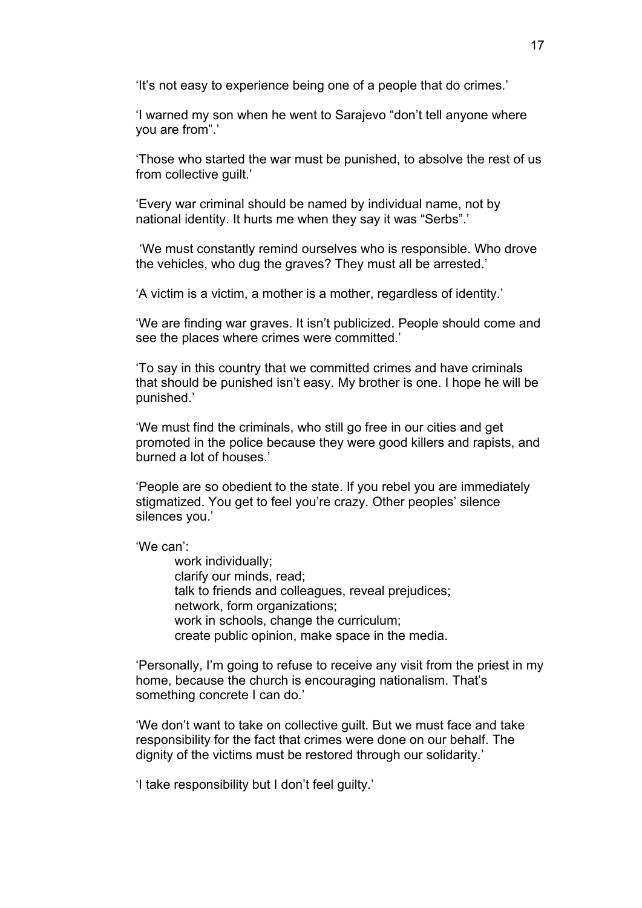‘It’s not easy to experience being one of a people that do crimes.’

‘I warned my son when he went to Sarajevo “don’t tell anyone where you are from”.’

‘Those who started the war must be punished, to absolve the rest of us from collective guilt.’

‘Every war criminal should be named by individual name, not by national identity. It hurts me when they say it was “Serbs”.’

‘We must constantly remind ourselves who is responsible. Who drove the vehicles, who dug the graves? They must all be arrested.’

‘A victim is a victim, a mother is a mother, regardless of identity.’

‘We are finding war graves. It isn’t publicized. People should come and see the places where crimes were committed.’

‘To say in this country that we committed crimes and have criminals that should be punished isn’t easy. My brother is one. I hope he will be punished.’

‘We must find the criminals, who still go free in our cities and get promoted in the police because they were good killers and rapists, and burned a lot of houses.’

‘People are so obedient to the state. If you rebel you are immediately stigmatized. You get to feel you’re crazy. Other peoples’ silence silences you.’

‘We can’:

- work individually;
- clarify our minds, read;
- talk to friends and colleagues, reveal prejudices;
- network, form organizations;
- work in schools, change the curriculum;
- create public opinion, make space in the media.

‘Personally, I’m going to refuse to receive any visit from the priest in my home, because the church is encouraging nationalism. That’s something concrete I can do.’

‘We don’t want to take on collective guilt. But we must face and take responsibility for the fact that crimes were done on our behalf. The dignity of the victims must be restored through our solidarity.’

‘I take responsibility but I don’t feel guilty.’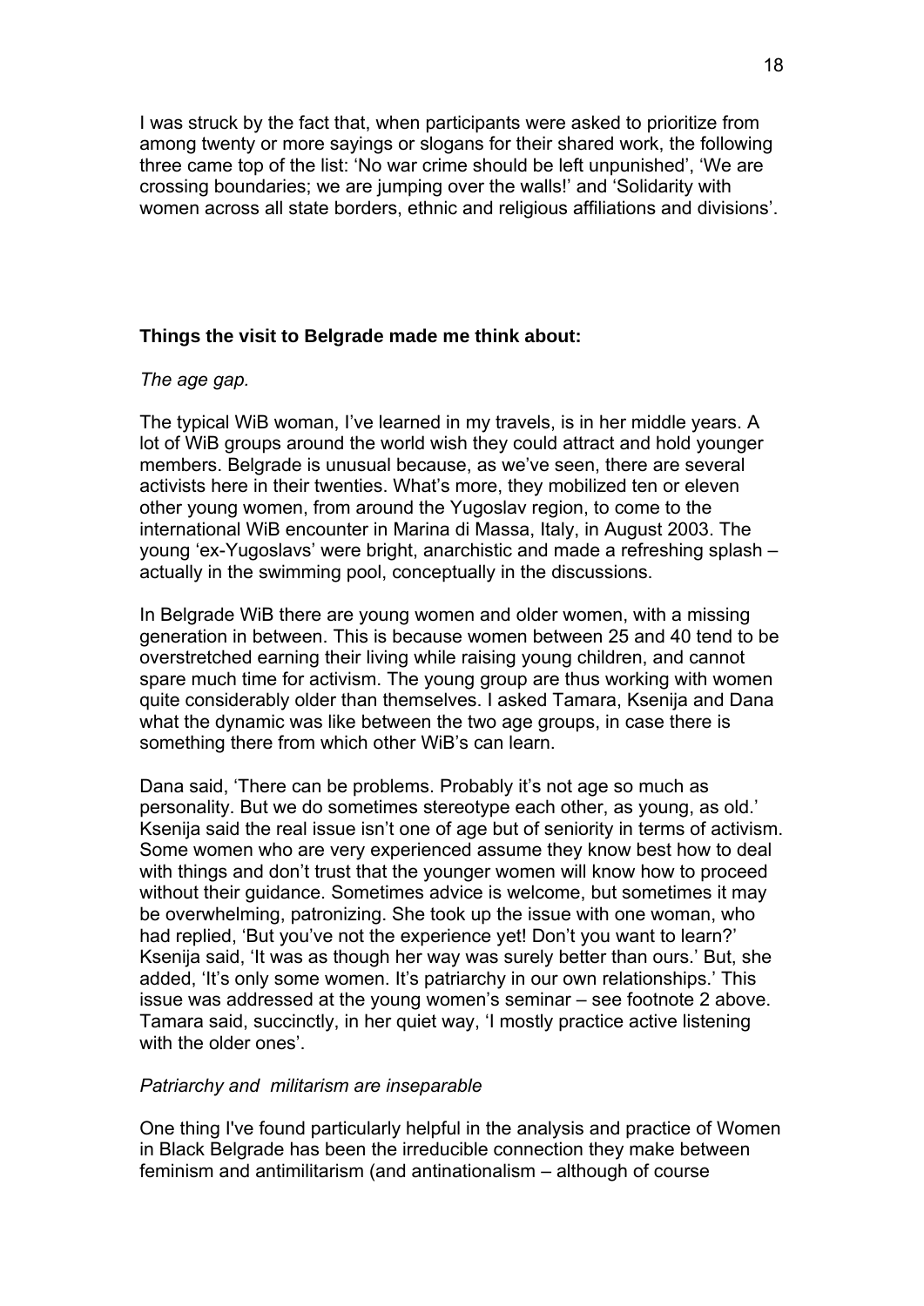I was struck by the fact that, when participants were asked to prioritize from among twenty or more sayings or slogans for their shared work, the following three came top of the list: 'No war crime should be left unpunished', 'We are crossing boundaries; we are jumping over the walls!' and 'Solidarity with women across all state borders, ethnic and religious affiliations and divisions'.

**Things the visit to Belgrade made me think about:**

*The age gap.*

The typical WiB woman, I've learned in my travels, is in her middle years. A lot of WiB groups around the world wish they could attract and hold younger members. Belgrade is unusual because, as we've seen, there are several activists here in their twenties. What's more, they mobilized ten or eleven other young women, from around the Yugoslav region, to come to the international WiB encounter in Marina di Massa, Italy, in August 2003. The young 'ex-Yugoslavs' were bright, anarchistic and made a refreshing splash – actually in the swimming pool, conceptually in the discussions.

In Belgrade WiB there are young women and older women, with a missing generation in between. This is because women between 25 and 40 tend to be overstretched earning their living while raising young children, and cannot spare much time for activism. The young group are thus working with women quite considerably older than themselves. I asked Tamara, Ksenija and Dana what the dynamic was like between the two age groups, in case there is something there from which other WiB's can learn.

Dana said, 'There can be problems. Probably it's not age so much as personality. But we do sometimes stereotype each other, as young, as old.' Ksenija said the real issue isn't one of age but of seniority in terms of activism. Some women who are very experienced assume they know best how to deal with things and don't trust that the younger women will know how to proceed without their guidance. Sometimes advice is welcome, but sometimes it may be overwhelming, patronizing. She took up the issue with one woman, who had replied, 'But you've not the experience yet! Don't you want to learn?' Ksenija said, 'It was as though her way was surely better than ours.' But, she added, 'It's only some women. It's patriarchy in our own relationships.' This issue was addressed at the young women's seminar – see footnote 2 above. Tamara said, succinctly, in her quiet way, 'I mostly practice active listening with the older ones'.

*Patriarchy and militarism are inseparable*

One thing I've found particularly helpful in the analysis and practice of Women in Black Belgrade has been the irreducible connection they make between feminism and antimilitarism (and antinationalism – although of course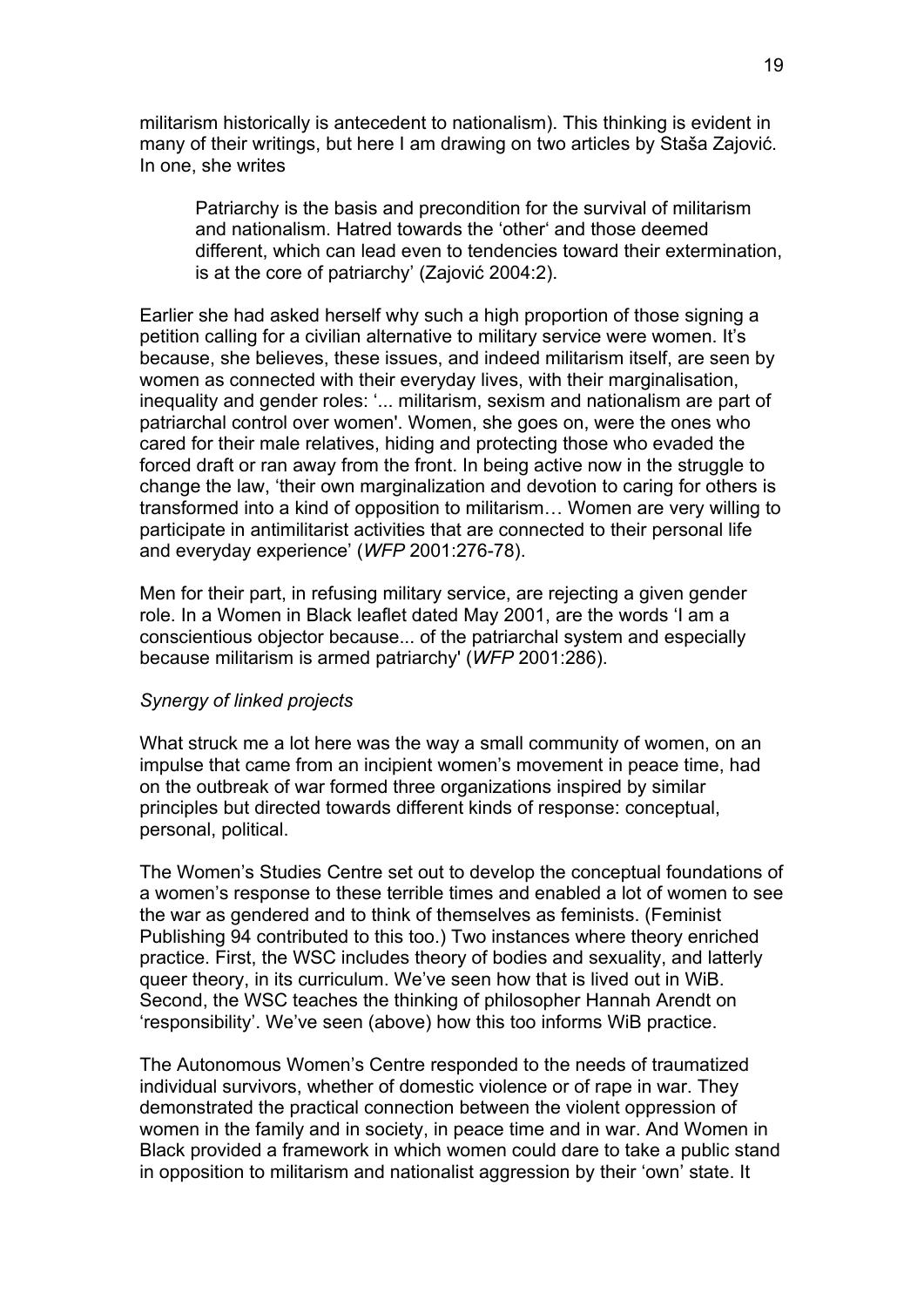militarism historically is antecedent to nationalism). This thinking is evident in many of their writings, but here I am drawing on two articles by Staša Zajović. In one, she writes

> Patriarchy is the basis and precondition for the survival of militarism and nationalism. Hatred towards the 'other' and those deemed different, which can lead even to tendencies toward their extermination, is at the core of patriarchy' (Zajović 2004:2).

Earlier she had asked herself why such a high proportion of those signing a petition calling for a civilian alternative to military service were women. It's because, she believes, these issues, and indeed militarism itself, are seen by women as connected with their everyday lives, with their marginalisation, inequality and gender roles: '... militarism, sexism and nationalism are part of patriarchal control over women'. Women, she goes on, were the ones who cared for their male relatives, hiding and protecting those who evaded the forced draft or ran away from the front. In being active now in the struggle to change the law, 'their own marginalization and devotion to caring for others is transformed into a kind of opposition to militarism… Women are very willing to participate in antimilitarist activities that are connected to their personal life and everyday experience' (*WFP* 2001:276-78).

Men for their part, in refusing military service, are rejecting a given gender role. In a Women in Black leaflet dated May 2001, are the words 'I am a conscientious objector because... of the patriarchal system and especially because militarism is armed patriarchy' (*WFP* 2001:286).

*Synergy of linked projects*

What struck me a lot here was the way a small community of women, on an impulse that came from an incipient women's movement in peace time, had on the outbreak of war formed three organizations inspired by similar principles but directed towards different kinds of response: conceptual, personal, political.

The Women's Studies Centre set out to develop the conceptual foundations of a women's response to these terrible times and enabled a lot of women to see the war as gendered and to think of themselves as feminists. (Feminist Publishing 94 contributed to this too.) Two instances where theory enriched practice. First, the WSC includes theory of bodies and sexuality, and latterly queer theory, in its curriculum. We've seen how that is lived out in WiB. Second, the WSC teaches the thinking of philosopher Hannah Arendt on 'responsibility'. We've seen (above) how this too informs WiB practice.

The Autonomous Women's Centre responded to the needs of traumatized individual survivors, whether of domestic violence or of rape in war. They demonstrated the practical connection between the violent oppression of women in the family and in society, in peace time and in war. And Women in Black provided a framework in which women could dare to take a public stand in opposition to militarism and nationalist aggression by their 'own' state. It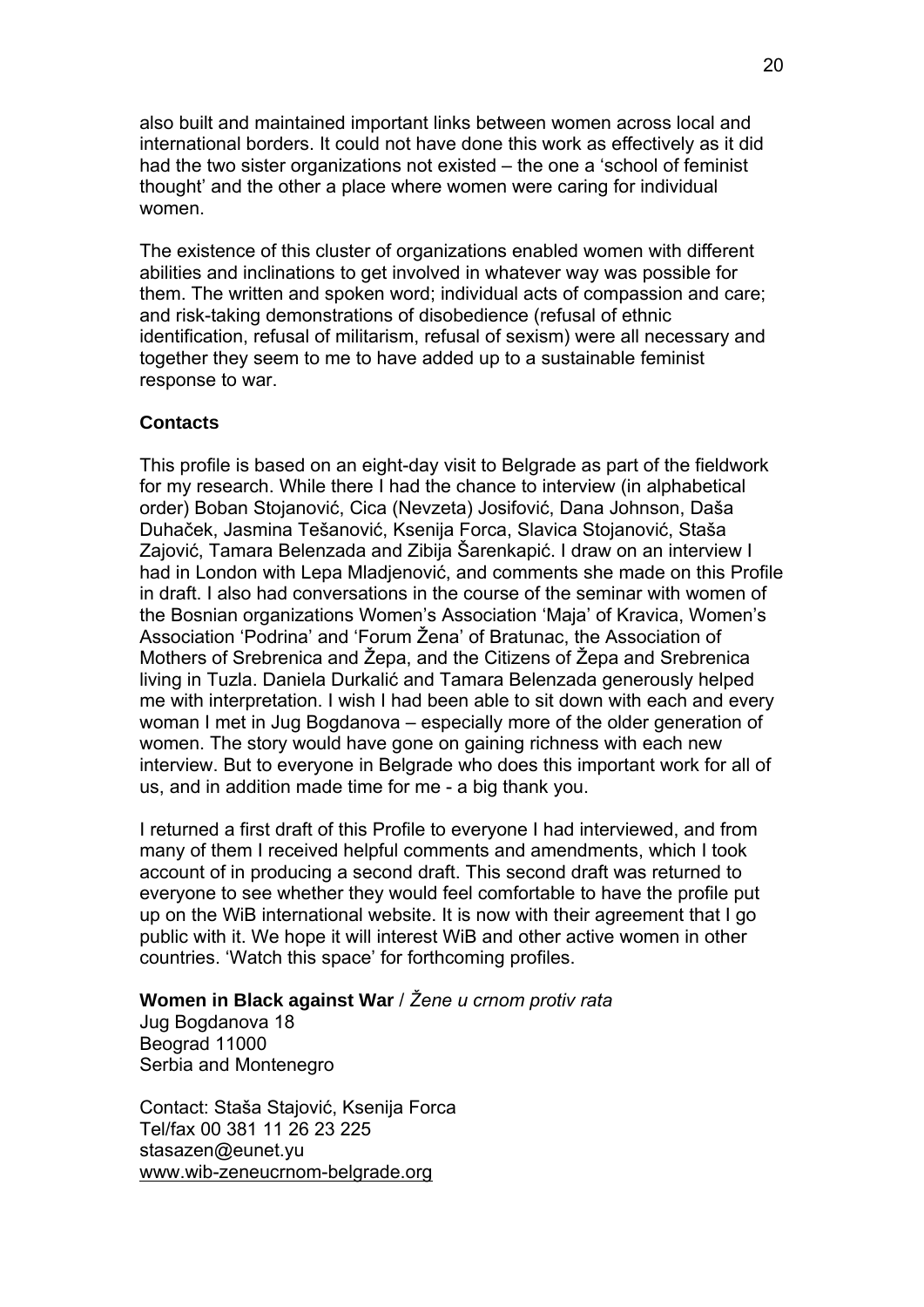also built and maintained important links between women across local and international borders. It could not have done this work as effectively as it did had the two sister organizations not existed – the one a 'school of feminist thought' and the other a place where women were caring for individual women.

The existence of this cluster of organizations enabled women with different abilities and inclinations to get involved in whatever way was possible for them. The written and spoken word; individual acts of compassion and care; and risk-taking demonstrations of disobedience (refusal of ethnic identification, refusal of militarism, refusal of sexism) were all necessary and together they seem to me to have added up to a sustainable feminist response to war.

**Contacts**

This profile is based on an eight-day visit to Belgrade as part of the fieldwork for my research. While there I had the chance to interview (in alphabetical order) Boban Stojanović, Cica (Nevzeta) Josifović, Dana Johnson, Daša Duhaček, Jasmina Tešanović, Ksenija Forca, Slavica Stojanović, Staša Zajović, Tamara Belenzada and Zibija Šarenkapić. I draw on an interview I had in London with Lepa Mladjenović, and comments she made on this Profile in draft. I also had conversations in the course of the seminar with women of the Bosnian organizations Women's Association 'Maja' of Kravica, Women's Association 'Podrina' and 'Forum Žena' of Bratunac, the Association of Mothers of Srebrenica and Žepa, and the Citizens of Žepa and Srebrenica living in Tuzla. Daniela Durkalić and Tamara Belenzada generously helped me with interpretation. I wish I had been able to sit down with each and every woman I met in Jug Bogdanova – especially more of the older generation of women. The story would have gone on gaining richness with each new interview. But to everyone in Belgrade who does this important work for all of us, and in addition made time for me - a big thank you.

I returned a first draft of this Profile to everyone I had interviewed, and from many of them I received helpful comments and amendments, which I took account of in producing a second draft. This second draft was returned to everyone to see whether they would feel comfortable to have the profile put up on the WiB international website. It is now with their agreement that I go public with it. We hope it will interest WiB and other active women in other countries. 'Watch this space' for forthcoming profiles.

**Women in Black against War** / *Žene u crnom protiv rata*
Jug Bogdanova 18
Beograd 11000
Serbia and Montenegro

Contact: Staša Stajović, Ksenija Forca
Tel/fax 00 381 11 26 23 225
stasazen@eunet.yu
www.wib-zeneucrnom-belgrade.org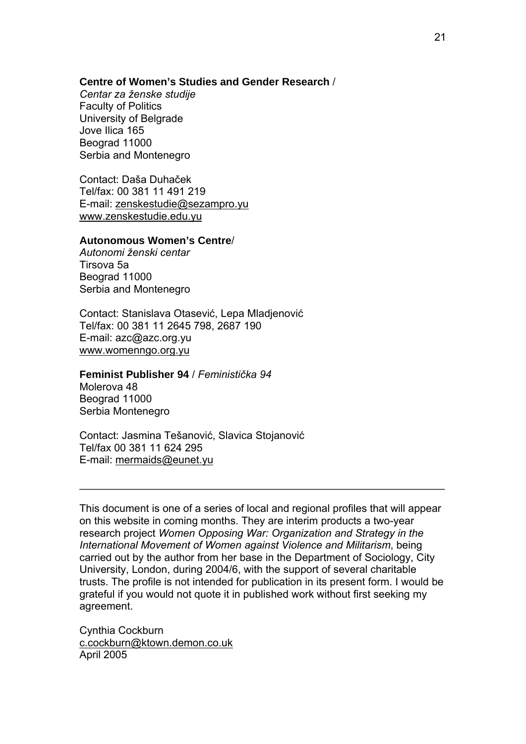**Centre of Women's Studies and Gender Research** /
*Centar za ženske studije*
Faculty of Politics
University of Belgrade
Jove Ilica 165
Beograd 11000
Serbia and Montenegro

Contact: Daša Duhaček
Tel/fax: 00 381 11 491 219
E-mail: zenskestudie@sezampro.yu
www.zenskestudie.edu.yu

**Autonomous Women's Centre**/
*Autonomi ženski centar*
Tirsova 5a
Beograd 11000
Serbia and Montenegro

Contact: Stanislava Otasević, Lepa Mladjenović
Tel/fax: 00 381 11 2645 798, 2687 190
E-mail: azc@azc.org.yu
www.womenngo.org.yu

**Feminist Publisher 94** / *Feministička 94*
Molerova 48
Beograd 11000
Serbia Montenegro

Contact: Jasmina Tešanović, Slavica Stojanović
Tel/fax 00 381 11 624 295
E-mail: mermaids@eunet.yu

---

This document is one of a series of local and regional profiles that will appear on this website in coming months. They are interim products a two-year research project *Women Opposing War: Organization and Strategy in the International Movement of Women against Violence and Militarism*, being carried out by the author from her base in the Department of Sociology, City University, London, during 2004/6, with the support of several charitable trusts. The profile is not intended for publication in its present form. I would be grateful if you would not quote it in published work without first seeking my agreement.

Cynthia Cockburn
c.cockburn@ktown.demon.co.uk
April 2005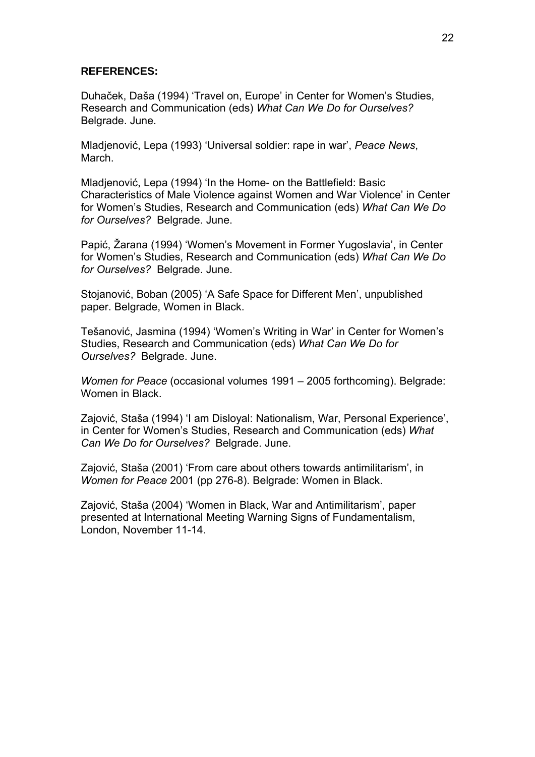**REFERENCES:**

Duhaček, Daša (1994) 'Travel on, Europe' in Center for Women's Studies, Research and Communication (eds) *What Can We Do for Ourselves?* Belgrade. June.

Mladjenović, Lepa (1993) 'Universal soldier: rape in war', *Peace News*, March.

Mladjenović, Lepa (1994) 'In the Home- on the Battlefield: Basic Characteristics of Male Violence against Women and War Violence' in Center for Women's Studies, Research and Communication (eds) *What Can We Do for Ourselves?* Belgrade. June.

Papić, Žarana (1994) 'Women's Movement in Former Yugoslavia', in Center for Women's Studies, Research and Communication (eds) *What Can We Do for Ourselves?* Belgrade. June.

Stojanović, Boban (2005) 'A Safe Space for Different Men', unpublished paper. Belgrade, Women in Black.

Tešanović, Jasmina (1994) 'Women's Writing in War' in Center for Women's Studies, Research and Communication (eds) *What Can We Do for Ourselves?* Belgrade. June.

*Women for Peace* (occasional volumes 1991 – 2005 forthcoming). Belgrade: Women in Black.

Zajović, Staša (1994) 'I am Disloyal: Nationalism, War, Personal Experience', in Center for Women's Studies, Research and Communication (eds) *What Can We Do for Ourselves?* Belgrade. June.

Zajović, Staša (2001) 'From care about others towards antimilitarism', in *Women for Peace* 2001 (pp 276-8). Belgrade: Women in Black.

Zajović, Staša (2004) 'Women in Black, War and Antimilitarism', paper presented at International Meeting Warning Signs of Fundamentalism, London, November 11-14.